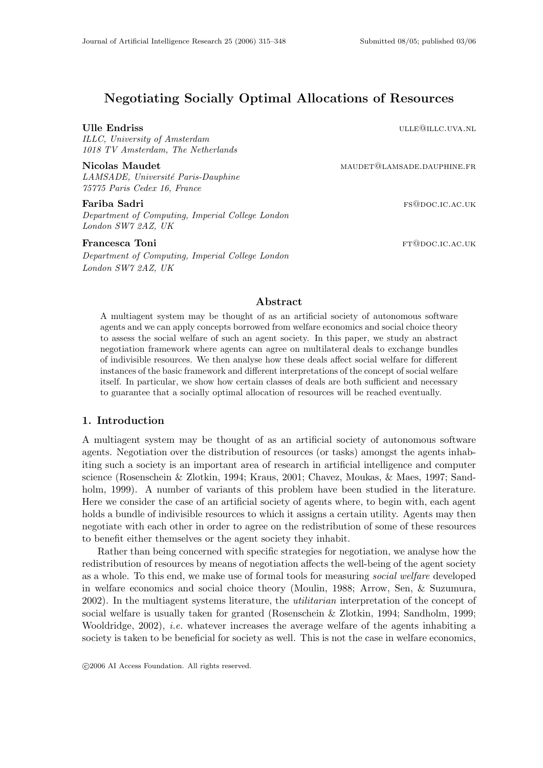# Negotiating Socially Optimal Allocations of Resources

**Ulle Endriss** ulle@illc.uva.nl
*ILLC, University of Amsterdam*
*1018 TV Amsterdam, The Netherlands*

**Nicolas Maudet** maudet@lamsade.dauphine.fr
*LAMSADE, Université Paris-Dauphine*
*75775 Paris Cedex 16, France*

**Fariba Sadri** fs@doc.ic.ac.uk
*Department of Computing, Imperial College London*
*London SW7 2AZ, UK*

**Francesca Toni** ft@doc.ic.ac.uk
*Department of Computing, Imperial College London*
*London SW7 2AZ, UK*

## Abstract

A multiagent system may be thought of as an artificial society of autonomous software agents and we can apply concepts borrowed from welfare economics and social choice theory to assess the social welfare of such an agent society. In this paper, we study an abstract negotiation framework where agents can agree on multilateral deals to exchange bundles of indivisible resources. We then analyse how these deals affect social welfare for different instances of the basic framework and different interpretations of the concept of social welfare itself. In particular, we show how certain classes of deals are both sufficient and necessary to guarantee that a socially optimal allocation of resources will be reached eventually.

## 1. Introduction

A multiagent system may be thought of as an artificial society of autonomous software agents. Negotiation over the distribution of resources (or tasks) amongst the agents inhabiting such a society is an important area of research in artificial intelligence and computer science (Rosenschein & Zlotkin, 1994; Kraus, 2001; Chavez, Moukas, & Maes, 1997; Sandholm, 1999). A number of variants of this problem have been studied in the literature. Here we consider the case of an artificial society of agents where, to begin with, each agent holds a bundle of indivisible resources to which it assigns a certain utility. Agents may then negotiate with each other in order to agree on the redistribution of some of these resources to benefit either themselves or the agent society they inhabit.

Rather than being concerned with specific strategies for negotiation, we analyse how the redistribution of resources by means of negotiation affects the well-being of the agent society as a whole. To this end, we make use of formal tools for measuring *social welfare* developed in welfare economics and social choice theory (Moulin, 1988; Arrow, Sen, & Suzumura, 2002). In the multiagent systems literature, the *utilitarian* interpretation of the concept of social welfare is usually taken for granted (Rosenschein & Zlotkin, 1994; Sandholm, 1999; Wooldridge, 2002), *i.e.* whatever increases the average welfare of the agents inhabiting a society is taken to be beneficial for society as well. This is not the case in welfare economics,

©2006 AI Access Foundation. All rights reserved.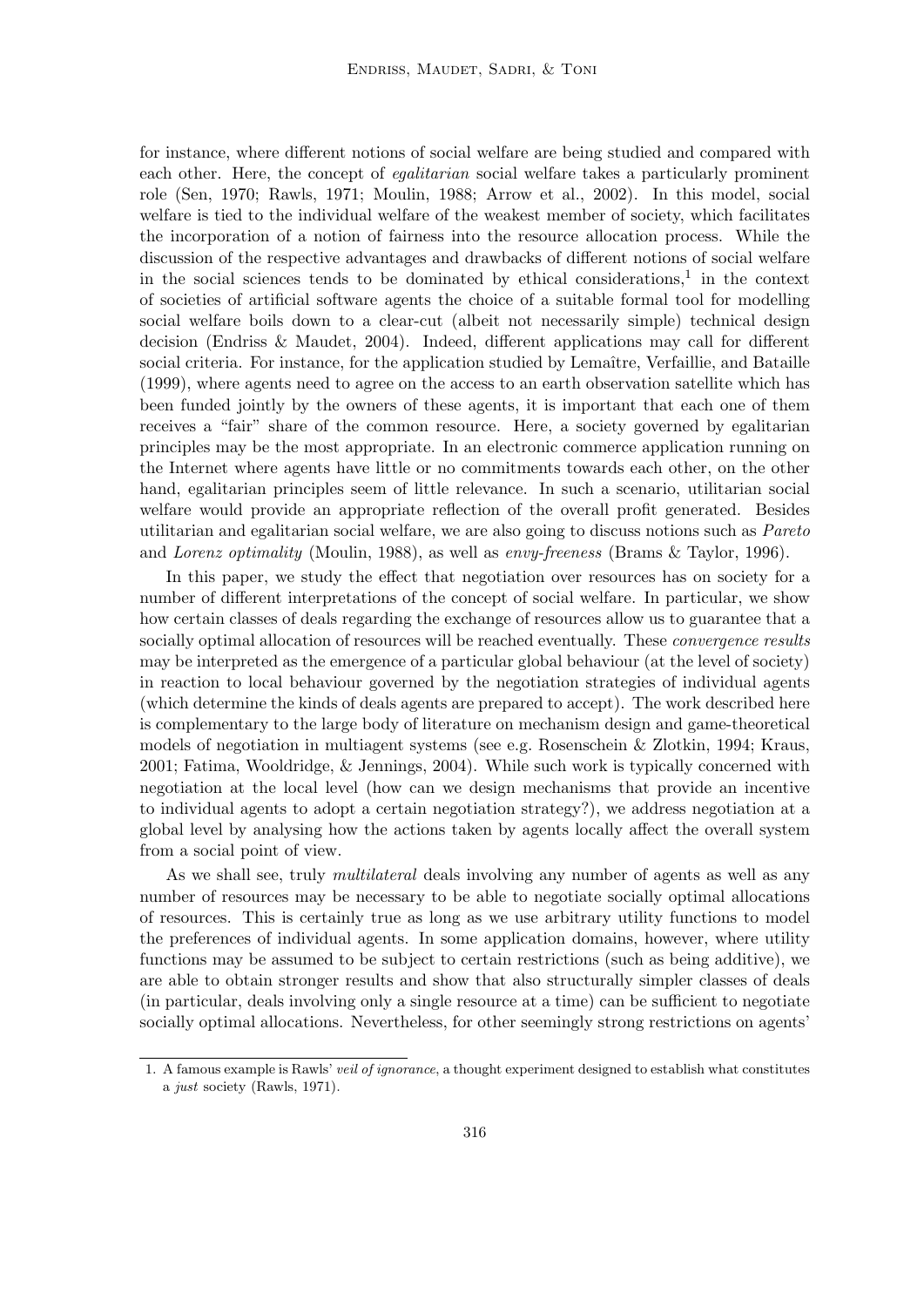for instance, where different notions of social welfare are being studied and compared with each other. Here, the concept of *egalitarian* social welfare takes a particularly prominent role (Sen, 1970; Rawls, 1971; Moulin, 1988; Arrow et al., 2002). In this model, social welfare is tied to the individual welfare of the weakest member of society, which facilitates the incorporation of a notion of fairness into the resource allocation process. While the discussion of the respective advantages and drawbacks of different notions of social welfare in the social sciences tends to be dominated by ethical considerations,[1] in the context of societies of artificial software agents the choice of a suitable formal tool for modelling social welfare boils down to a clear-cut (albeit not necessarily simple) technical design decision (Endriss & Maudet, 2004). Indeed, different applications may call for different social criteria. For instance, for the application studied by Lemaître, Verfaillie, and Bataille (1999), where agents need to agree on the access to an earth observation satellite which has been funded jointly by the owners of these agents, it is important that each one of them receives a "fair" share of the common resource. Here, a society governed by egalitarian principles may be the most appropriate. In an electronic commerce application running on the Internet where agents have little or no commitments towards each other, on the other hand, egalitarian principles seem of little relevance. In such a scenario, utilitarian social welfare would provide an appropriate reflection of the overall profit generated. Besides utilitarian and egalitarian social welfare, we are also going to discuss notions such as *Pareto* and *Lorenz optimality* (Moulin, 1988), as well as *envy-freeness* (Brams & Taylor, 1996).

In this paper, we study the effect that negotiation over resources has on society for a number of different interpretations of the concept of social welfare. In particular, we show how certain classes of deals regarding the exchange of resources allow us to guarantee that a socially optimal allocation of resources will be reached eventually. These *convergence results* may be interpreted as the emergence of a particular global behaviour (at the level of society) in reaction to local behaviour governed by the negotiation strategies of individual agents (which determine the kinds of deals agents are prepared to accept). The work described here is complementary to the large body of literature on mechanism design and game-theoretical models of negotiation in multiagent systems (see e.g. Rosenschein & Zlotkin, 1994; Kraus, 2001; Fatima, Wooldridge, & Jennings, 2004). While such work is typically concerned with negotiation at the local level (how can we design mechanisms that provide an incentive to individual agents to adopt a certain negotiation strategy?), we address negotiation at a global level by analysing how the actions taken by agents locally affect the overall system from a social point of view.

As we shall see, truly *multilateral* deals involving any number of agents as well as any number of resources may be necessary to be able to negotiate socially optimal allocations of resources. This is certainly true as long as we use arbitrary utility functions to model the preferences of individual agents. In some application domains, however, where utility functions may be assumed to be subject to certain restrictions (such as being additive), we are able to obtain stronger results and show that also structurally simpler classes of deals (in particular, deals involving only a single resource at a time) can be sufficient to negotiate socially optimal allocations. Nevertheless, for other seemingly strong restrictions on agents'

1. A famous example is Rawls' *veil of ignorance*, a thought experiment designed to establish what constitutes a *just* society (Rawls, 1971).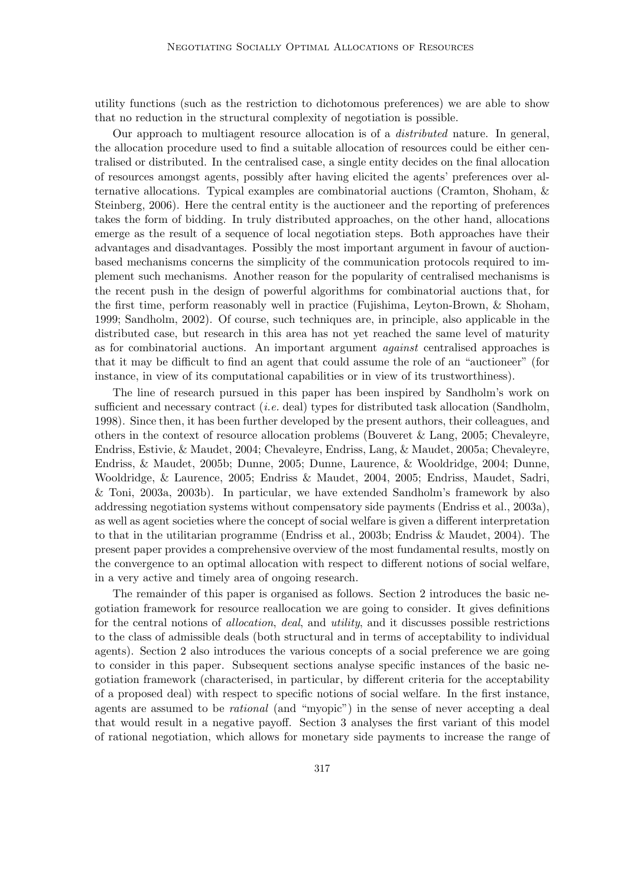utility functions (such as the restriction to dichotomous preferences) we are able to show that no reduction in the structural complexity of negotiation is possible.

Our approach to multiagent resource allocation is of a *distributed* nature. In general, the allocation procedure used to find a suitable allocation of resources could be either centralised or distributed. In the centralised case, a single entity decides on the final allocation of resources amongst agents, possibly after having elicited the agents' preferences over alternative allocations. Typical examples are combinatorial auctions (Cramton, Shoham, & Steinberg, 2006). Here the central entity is the auctioneer and the reporting of preferences takes the form of bidding. In truly distributed approaches, on the other hand, allocations emerge as the result of a sequence of local negotiation steps. Both approaches have their advantages and disadvantages. Possibly the most important argument in favour of auction-based mechanisms concerns the simplicity of the communication protocols required to implement such mechanisms. Another reason for the popularity of centralised mechanisms is the recent push in the design of powerful algorithms for combinatorial auctions that, for the first time, perform reasonably well in practice (Fujishima, Leyton-Brown, & Shoham, 1999; Sandholm, 2002). Of course, such techniques are, in principle, also applicable in the distributed case, but research in this area has not yet reached the same level of maturity as for combinatorial auctions. An important argument *against* centralised approaches is that it may be difficult to find an agent that could assume the role of an "auctioneer" (for instance, in view of its computational capabilities or in view of its trustworthiness).

The line of research pursued in this paper has been inspired by Sandholm's work on sufficient and necessary contract (*i.e.* deal) types for distributed task allocation (Sandholm, 1998). Since then, it has been further developed by the present authors, their colleagues, and others in the context of resource allocation problems (Bouveret & Lang, 2005; Chevaleyre, Endriss, Estivie, & Maudet, 2004; Chevaleyre, Endriss, Lang, & Maudet, 2005a; Chevaleyre, Endriss, & Maudet, 2005b; Dunne, 2005; Dunne, Laurence, & Wooldridge, 2004; Dunne, Wooldridge, & Laurence, 2005; Endriss & Maudet, 2004, 2005; Endriss, Maudet, Sadri, & Toni, 2003a, 2003b). In particular, we have extended Sandholm's framework by also addressing negotiation systems without compensatory side payments (Endriss et al., 2003a), as well as agent societies where the concept of social welfare is given a different interpretation to that in the utilitarian programme (Endriss et al., 2003b; Endriss & Maudet, 2004). The present paper provides a comprehensive overview of the most fundamental results, mostly on the convergence to an optimal allocation with respect to different notions of social welfare, in a very active and timely area of ongoing research.

The remainder of this paper is organised as follows. Section 2 introduces the basic negotiation framework for resource reallocation we are going to consider. It gives definitions for the central notions of *allocation*, *deal*, and *utility*, and it discusses possible restrictions to the class of admissible deals (both structural and in terms of acceptability to individual agents). Section 2 also introduces the various concepts of a social preference we are going to consider in this paper. Subsequent sections analyse specific instances of the basic negotiation framework (characterised, in particular, by different criteria for the acceptability of a proposed deal) with respect to specific notions of social welfare. In the first instance, agents are assumed to be *rational* (and "myopic") in the sense of never accepting a deal that would result in a negative payoff. Section 3 analyses the first variant of this model of rational negotiation, which allows for monetary side payments to increase the range of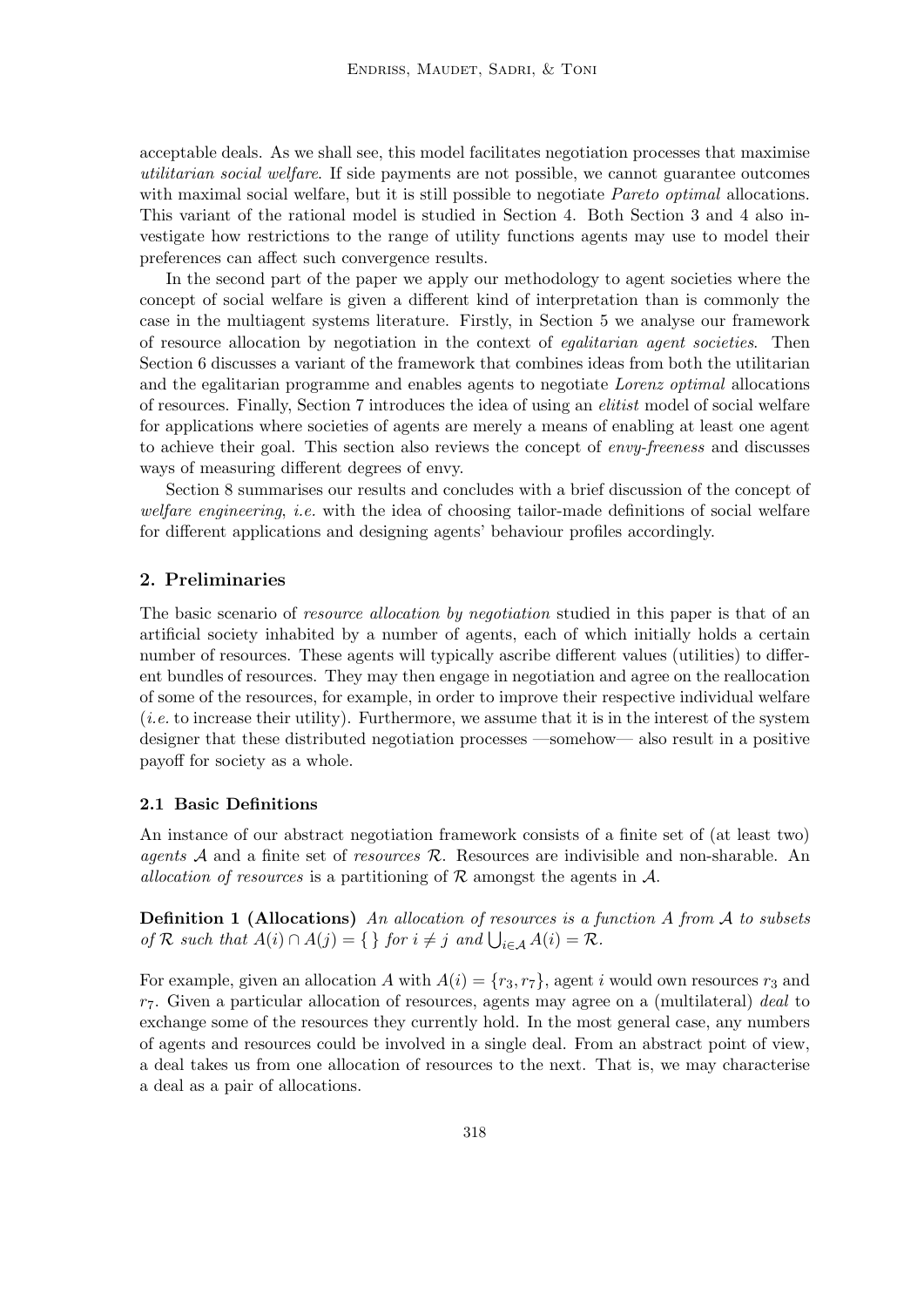acceptable deals. As we shall see, this model facilitates negotiation processes that maximise *utilitarian social welfare*. If side payments are not possible, we cannot guarantee outcomes with maximal social welfare, but it is still possible to negotiate *Pareto optimal* allocations. This variant of the rational model is studied in Section 4. Both Section 3 and 4 also investigate how restrictions to the range of utility functions agents may use to model their preferences can affect such convergence results.

In the second part of the paper we apply our methodology to agent societies where the concept of social welfare is given a different kind of interpretation than is commonly the case in the multiagent systems literature. Firstly, in Section 5 we analyse our framework of resource allocation by negotiation in the context of *egalitarian agent societies*. Then Section 6 discusses a variant of the framework that combines ideas from both the utilitarian and the egalitarian programme and enables agents to negotiate *Lorenz optimal* allocations of resources. Finally, Section 7 introduces the idea of using an *elitist* model of social welfare for applications where societies of agents are merely a means of enabling at least one agent to achieve their goal. This section also reviews the concept of *envy-freeness* and discusses ways of measuring different degrees of envy.

Section 8 summarises our results and concludes with a brief discussion of the concept of *welfare engineering*, *i.e.* with the idea of choosing tailor-made definitions of social welfare for different applications and designing agents' behaviour profiles accordingly.

## 2. Preliminaries

The basic scenario of *resource allocation by negotiation* studied in this paper is that of an artificial society inhabited by a number of agents, each of which initially holds a certain number of resources. These agents will typically ascribe different values (utilities) to different bundles of resources. They may then engage in negotiation and agree on the reallocation of some of the resources, for example, in order to improve their respective individual welfare (*i.e.* to increase their utility). Furthermore, we assume that it is in the interest of the system designer that these distributed negotiation processes —somehow— also result in a positive payoff for society as a whole.

### 2.1 Basic Definitions

An instance of our abstract negotiation framework consists of a finite set of (at least two) *agents* $\mathcal{A}$ and a finite set of *resources* $\mathcal{R}$. Resources are indivisible and non-sharable. An *allocation of resources* is a partitioning of $\mathcal{R}$ amongst the agents in $\mathcal{A}$.

**Definition 1 (Allocations)** *An allocation of resources is a function $A$ from $\mathcal{A}$ to subsets of $\mathcal{R}$ such that $A(i) \cap A(j) = \{\,\}$ for $i \neq j$ and $\bigcup_{i \in \mathcal{A}} A(i) = \mathcal{R}$.*

For example, given an allocation $A$ with $A(i) = \{r_3, r_7\}$, agent $i$ would own resources $r_3$ and $r_7$. Given a particular allocation of resources, agents may agree on a (multilateral) *deal* to exchange some of the resources they currently hold. In the most general case, any numbers of agents and resources could be involved in a single deal. From an abstract point of view, a deal takes us from one allocation of resources to the next. That is, we may characterise a deal as a pair of allocations.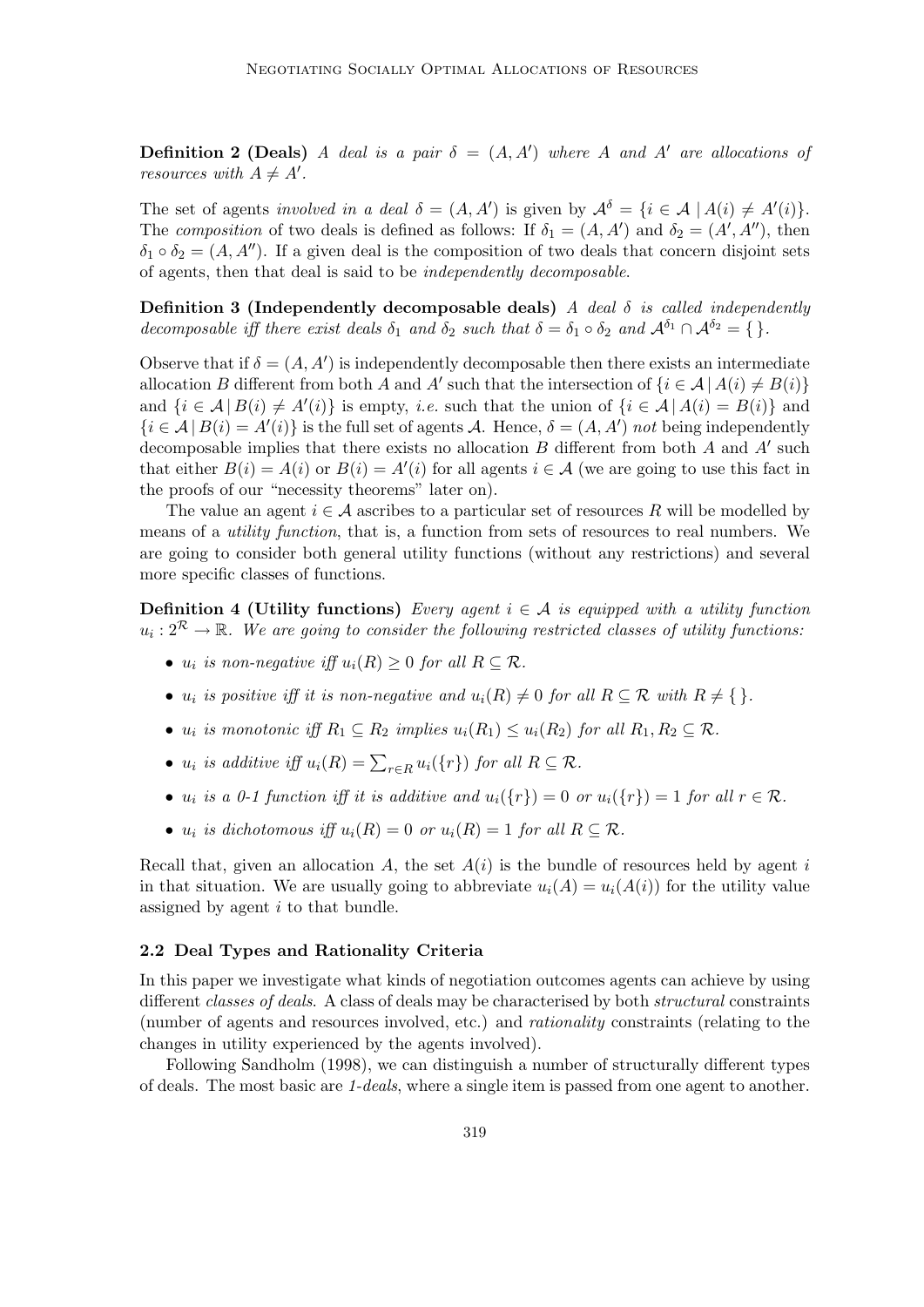**Definition 2 (Deals)** *A deal is a pair $\delta = (A, A')$ where $A$ and $A'$ are allocations of resources with $A \neq A'$.*

The set of agents *involved in a deal* $\delta = (A, A')$ is given by $\mathcal{A}^\delta = \{i \in \mathcal{A} \mid A(i) \neq A'(i)\}$. The *composition* of two deals is defined as follows: If $\delta_1 = (A, A')$ and $\delta_2 = (A', A'')$, then $\delta_1 \circ \delta_2 = (A, A'')$. If a given deal is the composition of two deals that concern disjoint sets of agents, then that deal is said to be *independently decomposable*.

**Definition 3 (Independently decomposable deals)** *A deal $\delta$ is called independently decomposable iff there exist deals $\delta_1$ and $\delta_2$ such that $\delta = \delta_1 \circ \delta_2$ and $\mathcal{A}^{\delta_1} \cap \mathcal{A}^{\delta_2} = \{\,\}$.*

Observe that if $\delta = (A, A')$ is independently decomposable then there exists an intermediate allocation $B$ different from both $A$ and $A'$ such that the intersection of $\{i \in \mathcal{A} \mid A(i) \neq B(i)\}$ and $\{i \in \mathcal{A} \mid B(i) \neq A'(i)\}$ is empty, *i.e.* such that the union of $\{i \in \mathcal{A} \mid A(i) = B(i)\}$ and $\{i \in \mathcal{A} \mid B(i) = A'(i)\}$ is the full set of agents $\mathcal{A}$. Hence, $\delta = (A, A')$ *not* being independently decomposable implies that there exists no allocation $B$ different from both $A$ and $A'$ such that either $B(i) = A(i)$ or $B(i) = A'(i)$ for all agents $i \in \mathcal{A}$ (we are going to use this fact in the proofs of our "necessity theorems" later on).

The value an agent $i \in \mathcal{A}$ ascribes to a particular set of resources $R$ will be modelled by means of a *utility function*, that is, a function from sets of resources to real numbers. We are going to consider both general utility functions (without any restrictions) and several more specific classes of functions.

**Definition 4 (Utility functions)** *Every agent $i \in \mathcal{A}$ is equipped with a utility function $u_i : 2^{\mathcal{R}} \to \mathbb{R}$. We are going to consider the following restricted classes of utility functions:*

- *$u_i$ is non-negative iff $u_i(R) \geq 0$ for all $R \subseteq \mathcal{R}$.*
- *$u_i$ is positive iff it is non-negative and $u_i(R) \neq 0$ for all $R \subseteq \mathcal{R}$ with $R \neq \{\,\}$.*
- *$u_i$ is monotonic iff $R_1 \subseteq R_2$ implies $u_i(R_1) \leq u_i(R_2)$ for all $R_1, R_2 \subseteq \mathcal{R}$.*
- *$u_i$ is additive iff $u_i(R) = \sum_{r \in R} u_i(\{r\})$ for all $R \subseteq \mathcal{R}$.*
- *$u_i$ is a 0-1 function iff it is additive and $u_i(\{r\}) = 0$ or $u_i(\{r\}) = 1$ for all $r \in \mathcal{R}$.*
- *$u_i$ is dichotomous iff $u_i(R) = 0$ or $u_i(R) = 1$ for all $R \subseteq \mathcal{R}$.*

Recall that, given an allocation $A$, the set $A(i)$ is the bundle of resources held by agent $i$ in that situation. We are usually going to abbreviate $u_i(A) = u_i(A(i))$ for the utility value assigned by agent $i$ to that bundle.

### 2.2 Deal Types and Rationality Criteria

In this paper we investigate what kinds of negotiation outcomes agents can achieve by using different *classes of deals*. A class of deals may be characterised by both *structural* constraints (number of agents and resources involved, etc.) and *rationality* constraints (relating to the changes in utility experienced by the agents involved).

Following Sandholm (1998), we can distinguish a number of structurally different types of deals. The most basic are *1-deals*, where a single item is passed from one agent to another.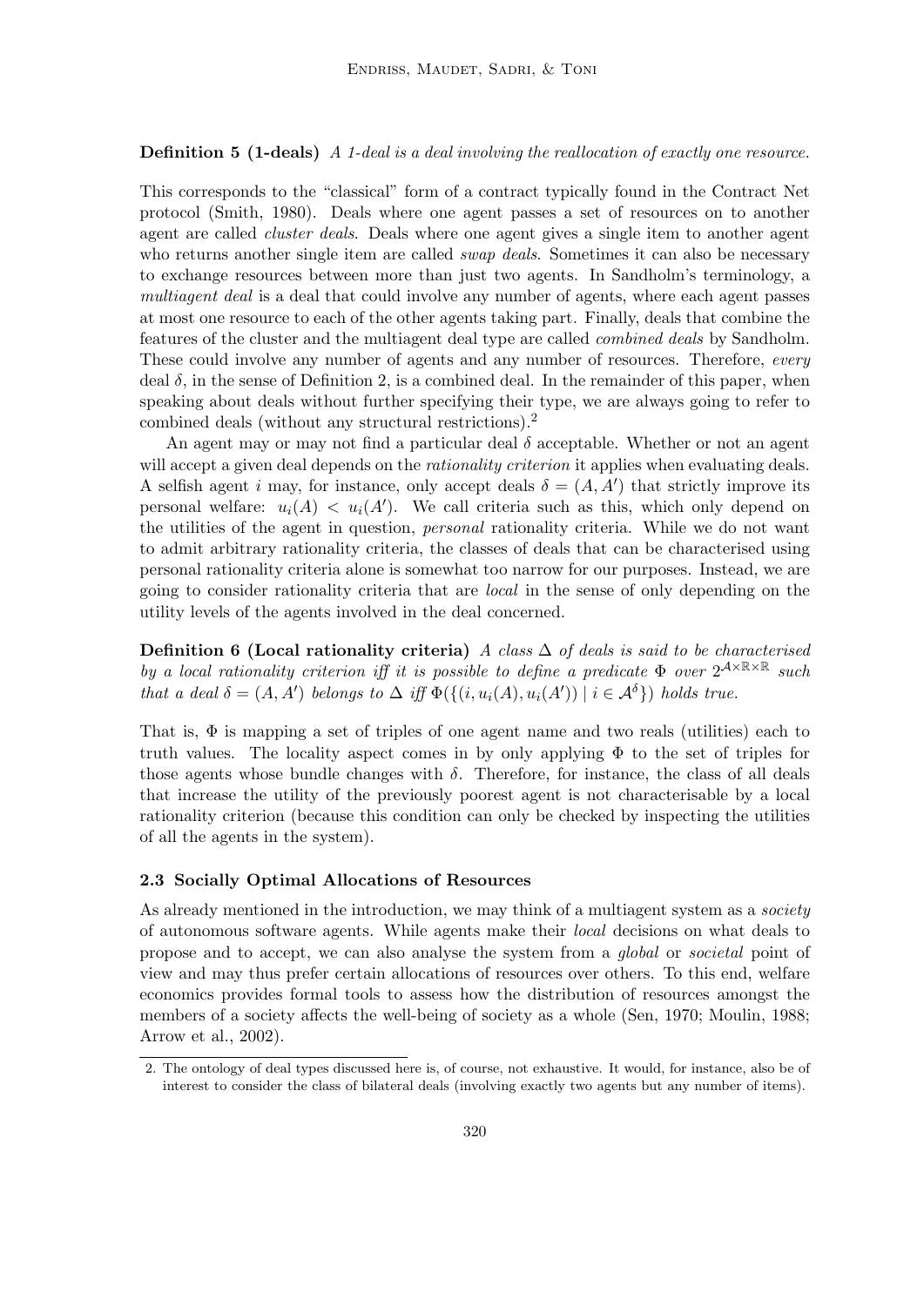**Definition 5 (1-deals)** *A 1-deal is a deal involving the reallocation of exactly one resource.*

This corresponds to the "classical" form of a contract typically found in the Contract Net protocol (Smith, 1980). Deals where one agent passes a set of resources on to another agent are called *cluster deals*. Deals where one agent gives a single item to another agent who returns another single item are called *swap deals*. Sometimes it can also be necessary to exchange resources between more than just two agents. In Sandholm's terminology, a *multiagent deal* is a deal that could involve any number of agents, where each agent passes at most one resource to each of the other agents taking part. Finally, deals that combine the features of the cluster and the multiagent deal type are called *combined deals* by Sandholm. These could involve any number of agents and any number of resources. Therefore, *every* deal $\delta$, in the sense of Definition 2, is a combined deal. In the remainder of this paper, when speaking about deals without further specifying their type, we are always going to refer to combined deals (without any structural restrictions).[2]

An agent may or may not find a particular deal $\delta$ acceptable. Whether or not an agent will accept a given deal depends on the *rationality criterion* it applies when evaluating deals. A selfish agent $i$ may, for instance, only accept deals $\delta = (A, A')$ that strictly improve its personal welfare: $u_i(A) < u_i(A')$. We call criteria such as this, which only depend on the utilities of the agent in question, *personal* rationality criteria. While we do not want to admit arbitrary rationality criteria, the classes of deals that can be characterised using personal rationality criteria alone is somewhat too narrow for our purposes. Instead, we are going to consider rationality criteria that are *local* in the sense of only depending on the utility levels of the agents involved in the deal concerned.

**Definition 6 (Local rationality criteria)** *A class $\Delta$ of deals is said to be characterised by a local rationality criterion iff it is possible to define a predicate $\Phi$ over $2^{\mathcal{A}\times\mathbb{R}\times\mathbb{R}}$ such that a deal $\delta = (A, A')$ belongs to $\Delta$ iff $\Phi(\{(i, u_i(A), u_i(A')) \mid i \in \mathcal{A}^\delta\})$ holds true.*

That is, $\Phi$ is mapping a set of triples of one agent name and two reals (utilities) each to truth values. The locality aspect comes in by only applying $\Phi$ to the set of triples for those agents whose bundle changes with $\delta$. Therefore, for instance, the class of all deals that increase the utility of the previously poorest agent is not characterisable by a local rationality criterion (because this condition can only be checked by inspecting the utilities of all the agents in the system).

### 2.3 Socially Optimal Allocations of Resources

As already mentioned in the introduction, we may think of a multiagent system as a *society* of autonomous software agents. While agents make their *local* decisions on what deals to propose and to accept, we can also analyse the system from a *global* or *societal* point of view and may thus prefer certain allocations of resources over others. To this end, welfare economics provides formal tools to assess how the distribution of resources amongst the members of a society affects the well-being of society as a whole (Sen, 1970; Moulin, 1988; Arrow et al., 2002).

2. The ontology of deal types discussed here is, of course, not exhaustive. It would, for instance, also be of interest to consider the class of bilateral deals (involving exactly two agents but any number of items).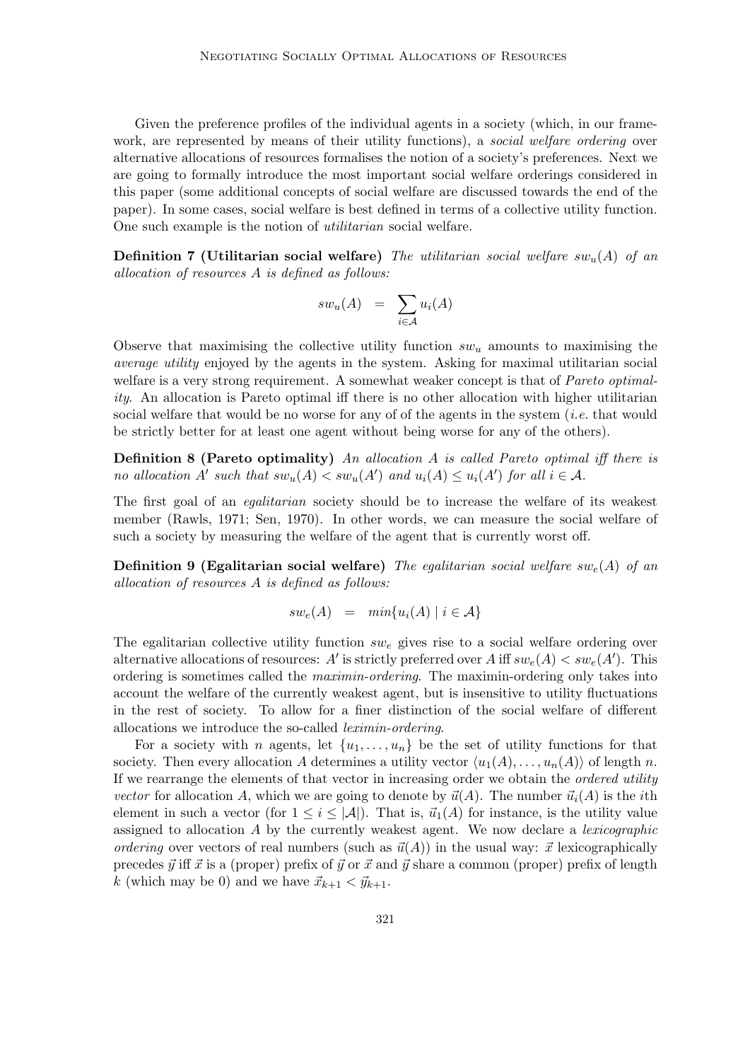Given the preference profiles of the individual agents in a society (which, in our framework, are represented by means of their utility functions), a *social welfare ordering* over alternative allocations of resources formalises the notion of a society's preferences. Next we are going to formally introduce the most important social welfare orderings considered in this paper (some additional concepts of social welfare are discussed towards the end of the paper). In some cases, social welfare is best defined in terms of a collective utility function. One such example is the notion of *utilitarian* social welfare.

**Definition 7 (Utilitarian social welfare)** *The utilitarian social welfare $sw_u(A)$ of an allocation of resources $A$ is defined as follows:*

$$sw_u(A) \quad = \quad \sum_{i \in \mathcal{A}} u_i(A)$$

Observe that maximising the collective utility function $sw_u$ amounts to maximising the *average utility* enjoyed by the agents in the system. Asking for maximal utilitarian social welfare is a very strong requirement. A somewhat weaker concept is that of *Pareto optimality*. An allocation is Pareto optimal iff there is no other allocation with higher utilitarian social welfare that would be no worse for any of of the agents in the system (*i.e.* that would be strictly better for at least one agent without being worse for any of the others).

**Definition 8 (Pareto optimality)** *An allocation $A$ is called Pareto optimal iff there is no allocation $A'$ such that $sw_u(A) < sw_u(A')$ and $u_i(A) \leq u_i(A')$ for all $i \in \mathcal{A}$.*

The first goal of an *egalitarian* society should be to increase the welfare of its weakest member (Rawls, 1971; Sen, 1970). In other words, we can measure the social welfare of such a society by measuring the welfare of the agent that is currently worst off.

**Definition 9 (Egalitarian social welfare)** *The egalitarian social welfare $sw_e(A)$ of an allocation of resources $A$ is defined as follows:*

$$sw_e(A) \quad = \quad min\{u_i(A) \mid i \in \mathcal{A}\}$$

The egalitarian collective utility function $sw_e$ gives rise to a social welfare ordering over alternative allocations of resources: $A'$ is strictly preferred over $A$ iff $sw_e(A) < sw_e(A')$. This ordering is sometimes called the *maximin-ordering*. The maximin-ordering only takes into account the welfare of the currently weakest agent, but is insensitive to utility fluctuations in the rest of society. To allow for a finer distinction of the social welfare of different allocations we introduce the so-called *leximin-ordering*.

For a society with $n$ agents, let $\{u_1, \ldots, u_n\}$ be the set of utility functions for that society. Then every allocation $A$ determines a utility vector $\langle u_1(A), \ldots, u_n(A)\rangle$ of length $n$. If we rearrange the elements of that vector in increasing order we obtain the *ordered utility vector* for allocation $A$, which we are going to denote by $\vec{u}(A)$. The number $\vec{u}_i(A)$ is the $i$th element in such a vector (for $1 \leq i \leq |\mathcal{A}|$). That is, $\vec{u}_1(A)$ for instance, is the utility value assigned to allocation $A$ by the currently weakest agent. We now declare a *lexicographic ordering* over vectors of real numbers (such as $\vec{u}(A)$) in the usual way: $\vec{x}$ lexicographically precedes $\vec{y}$ iff $\vec{x}$ is a (proper) prefix of $\vec{y}$ or $\vec{x}$ and $\vec{y}$ share a common (proper) prefix of length $k$ (which may be 0) and we have $\vec{x}_{k+1} < \vec{y}_{k+1}$.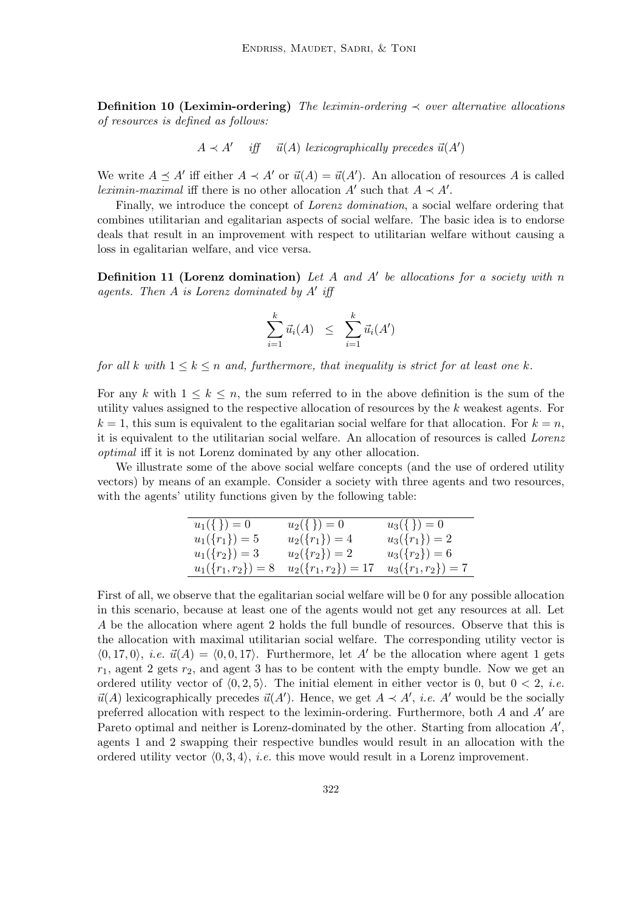**Definition 10 (Leximin-ordering)** *The leximin-ordering $\prec$ over alternative allocations of resources is defined as follows:*

$$A \prec A' \quad \textit{iff} \quad \vec{u}(A) \textit{ lexicographically precedes } \vec{u}(A')$$

We write $A \preceq A'$ iff either $A \prec A'$ or $\vec{u}(A) = \vec{u}(A')$. An allocation of resources $A$ is called *leximin-maximal* iff there is no other allocation $A'$ such that $A \prec A'$.

Finally, we introduce the concept of *Lorenz domination*, a social welfare ordering that combines utilitarian and egalitarian aspects of social welfare. The basic idea is to endorse deals that result in an improvement with respect to utilitarian welfare without causing a loss in egalitarian welfare, and vice versa.

**Definition 11 (Lorenz domination)** *Let $A$ and $A'$ be allocations for a society with $n$ agents. Then $A$ is Lorenz dominated by $A'$ iff*

$$\sum_{i=1}^{k} \vec{u}_i(A) \quad \leq \quad \sum_{i=1}^{k} \vec{u}_i(A')$$

*for all $k$ with $1 \leq k \leq n$ and, furthermore, that inequality is strict for at least one $k$.*

For any $k$ with $1 \leq k \leq n$, the sum referred to in the above definition is the sum of the utility values assigned to the respective allocation of resources by the $k$ weakest agents. For $k = 1$, this sum is equivalent to the egalitarian social welfare for that allocation. For $k = n$, it is equivalent to the utilitarian social welfare. An allocation of resources is called *Lorenz optimal* iff it is not Lorenz dominated by any other allocation.

We illustrate some of the above social welfare concepts (and the use of ordered utility vectors) by means of an example. Consider a society with three agents and two resources, with the agents' utility functions given by the following table:

| | | |
|---|---|---|
| $u_1(\{\}) = 0$ | $u_2(\{\}) = 0$ | $u_3(\{\}) = 0$ |
| $u_1(\{r_1\}) = 5$ | $u_2(\{r_1\}) = 4$ | $u_3(\{r_1\}) = 2$ |
| $u_1(\{r_2\}) = 3$ | $u_2(\{r_2\}) = 2$ | $u_3(\{r_2\}) = 6$ |
| $u_1(\{r_1, r_2\}) = 8$ | $u_2(\{r_1, r_2\}) = 17$ | $u_3(\{r_1, r_2\}) = 7$ |

First of all, we observe that the egalitarian social welfare will be 0 for any possible allocation in this scenario, because at least one of the agents would not get any resources at all. Let $A$ be the allocation where agent 2 holds the full bundle of resources. Observe that this is the allocation with maximal utilitarian social welfare. The corresponding utility vector is $\langle 0, 17, 0 \rangle$, *i.e.* $\vec{u}(A) = \langle 0, 0, 17 \rangle$. Furthermore, let $A'$ be the allocation where agent 1 gets $r_1$, agent 2 gets $r_2$, and agent 3 has to be content with the empty bundle. Now we get an ordered utility vector of $\langle 0, 2, 5 \rangle$. The initial element in either vector is 0, but $0 < 2$, *i.e.* $\vec{u}(A)$ lexicographically precedes $\vec{u}(A')$. Hence, we get $A \prec A'$, *i.e.* $A'$ would be the socially preferred allocation with respect to the leximin-ordering. Furthermore, both $A$ and $A'$ are Pareto optimal and neither is Lorenz-dominated by the other. Starting from allocation $A'$, agents 1 and 2 swapping their respective bundles would result in an allocation with the ordered utility vector $\langle 0, 3, 4 \rangle$, *i.e.* this move would result in a Lorenz improvement.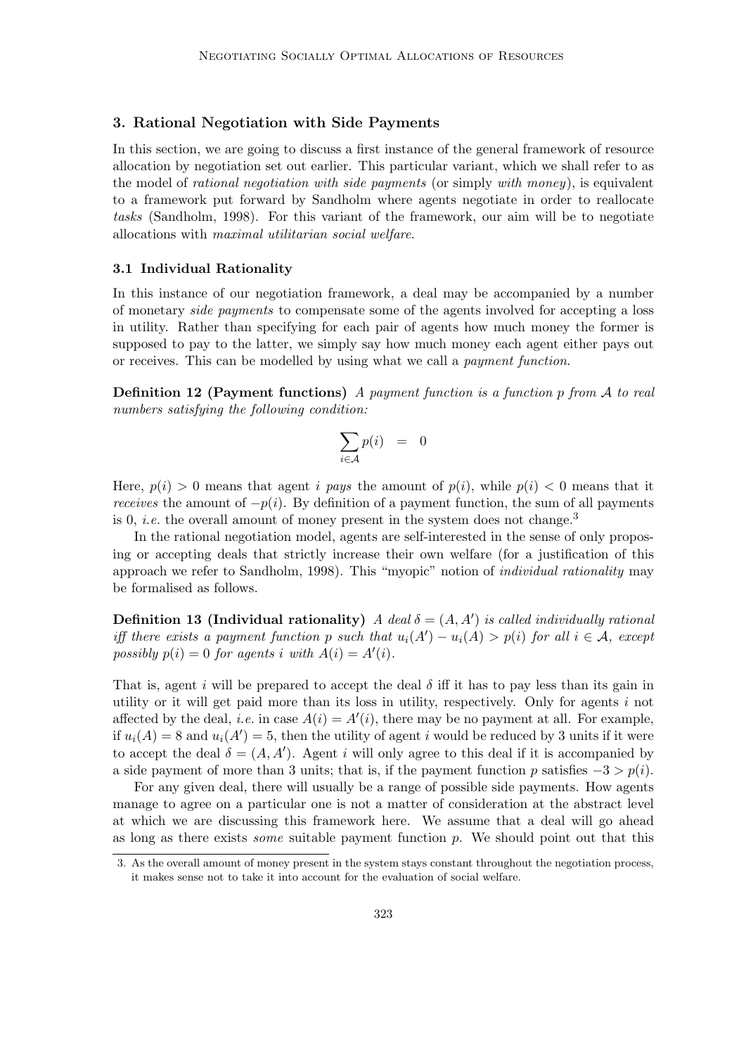## 3. Rational Negotiation with Side Payments

In this section, we are going to discuss a first instance of the general framework of resource allocation by negotiation set out earlier. This particular variant, which we shall refer to as the model of *rational negotiation with side payments* (or simply *with money*), is equivalent to a framework put forward by Sandholm where agents negotiate in order to reallocate *tasks* (Sandholm, 1998). For this variant of the framework, our aim will be to negotiate allocations with *maximal utilitarian social welfare*.

### 3.1 Individual Rationality

In this instance of our negotiation framework, a deal may be accompanied by a number of monetary *side payments* to compensate some of the agents involved for accepting a loss in utility. Rather than specifying for each pair of agents how much money the former is supposed to pay to the latter, we simply say how much money each agent either pays out or receives. This can be modelled by using what we call a *payment function*.

**Definition 12 (Payment functions)** *A payment function is a function $p$ from $\mathcal{A}$ to real numbers satisfying the following condition:*

$$\sum_{i \in \mathcal{A}} p(i) \quad = \quad 0$$

Here, $p(i) > 0$ means that agent $i$ *pays* the amount of $p(i)$, while $p(i) < 0$ means that it *receives* the amount of $-p(i)$. By definition of a payment function, the sum of all payments is 0, *i.e.* the overall amount of money present in the system does not change.[3]

In the rational negotiation model, agents are self-interested in the sense of only proposing or accepting deals that strictly increase their own welfare (for a justification of this approach we refer to Sandholm, 1998). This "myopic" notion of *individual rationality* may be formalised as follows.

**Definition 13 (Individual rationality)** *A deal $\delta = (A, A')$ is called individually rational iff there exists a payment function $p$ such that $u_i(A') - u_i(A) > p(i)$ for all $i \in \mathcal{A}$, except possibly $p(i) = 0$ for agents $i$ with $A(i) = A'(i)$.*

That is, agent $i$ will be prepared to accept the deal $\delta$ iff it has to pay less than its gain in utility or it will get paid more than its loss in utility, respectively. Only for agents $i$ not affected by the deal, *i.e.* in case $A(i) = A'(i)$, there may be no payment at all. For example, if $u_i(A) = 8$ and $u_i(A') = 5$, then the utility of agent $i$ would be reduced by 3 units if it were to accept the deal $\delta = (A, A')$. Agent $i$ will only agree to this deal if it is accompanied by a side payment of more than 3 units; that is, if the payment function $p$ satisfies $-3 > p(i)$.

For any given deal, there will usually be a range of possible side payments. How agents manage to agree on a particular one is not a matter of consideration at the abstract level at which we are discussing this framework here. We assume that a deal will go ahead as long as there exists *some* suitable payment function $p$. We should point out that this

---

[3] As the overall amount of money present in the system stays constant throughout the negotiation process, it makes sense not to take it into account for the evaluation of social welfare.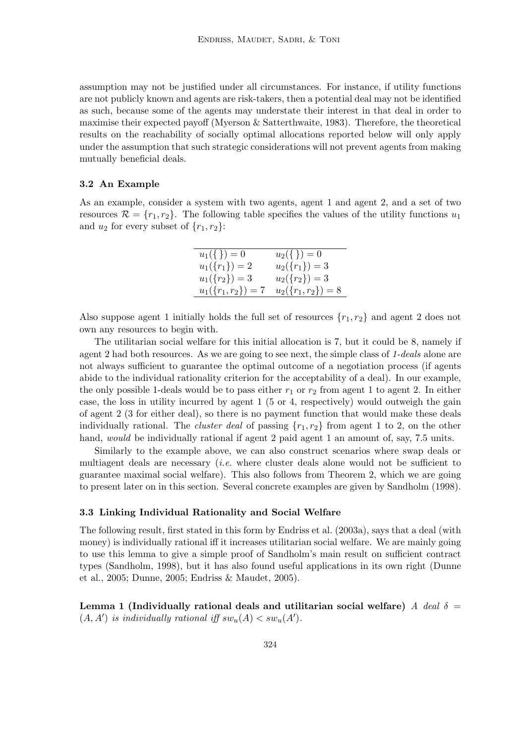assumption may not be justified under all circumstances. For instance, if utility functions are not publicly known and agents are risk-takers, then a potential deal may not be identified as such, because some of the agents may understate their interest in that deal in order to maximise their expected payoff (Myerson & Satterthwaite, 1983). Therefore, the theoretical results on the reachability of socially optimal allocations reported below will only apply under the assumption that such strategic considerations will not prevent agents from making mutually beneficial deals.

### 3.2 An Example

As an example, consider a system with two agents, agent 1 and agent 2, and a set of two resources $\mathcal{R} = \{r_1, r_2\}$. The following table specifies the values of the utility functions $u_1$ and $u_2$ for every subset of $\{r_1, r_2\}$:

| | |
|---|---|
| $u_1(\{\ \}) = 0$ | $u_2(\{\ \}) = 0$ |
| $u_1(\{r_1\}) = 2$ | $u_2(\{r_1\}) = 3$ |
| $u_1(\{r_2\}) = 3$ | $u_2(\{r_2\}) = 3$ |
| $u_1(\{r_1, r_2\}) = 7$ | $u_2(\{r_1, r_2\}) = 8$ |

Also suppose agent 1 initially holds the full set of resources $\{r_1, r_2\}$ and agent 2 does not own any resources to begin with.

The utilitarian social welfare for this initial allocation is 7, but it could be 8, namely if agent 2 had both resources. As we are going to see next, the simple class of *1-deals* alone are not always sufficient to guarantee the optimal outcome of a negotiation process (if agents abide to the individual rationality criterion for the acceptability of a deal). In our example, the only possible 1-deals would be to pass either $r_1$ or $r_2$ from agent 1 to agent 2. In either case, the loss in utility incurred by agent 1 (5 or 4, respectively) would outweigh the gain of agent 2 (3 for either deal), so there is no payment function that would make these deals individually rational. The *cluster deal* of passing $\{r_1, r_2\}$ from agent 1 to 2, on the other hand, *would* be individually rational if agent 2 paid agent 1 an amount of, say, 7.5 units.

Similarly to the example above, we can also construct scenarios where swap deals or multiagent deals are necessary (*i.e.* where cluster deals alone would not be sufficient to guarantee maximal social welfare). This also follows from Theorem 2, which we are going to present later on in this section. Several concrete examples are given by Sandholm (1998).

### 3.3 Linking Individual Rationality and Social Welfare

The following result, first stated in this form by Endriss et al. (2003a), says that a deal (with money) is individually rational iff it increases utilitarian social welfare. We are mainly going to use this lemma to give a simple proof of Sandholm's main result on sufficient contract types (Sandholm, 1998), but it has also found useful applications in its own right (Dunne et al., 2005; Dunne, 2005; Endriss & Maudet, 2005).

**Lemma 1 (Individually rational deals and utilitarian social welfare)** *A deal* $\delta = (A, A')$ *is individually rational iff* $sw_u(A) < sw_u(A')$.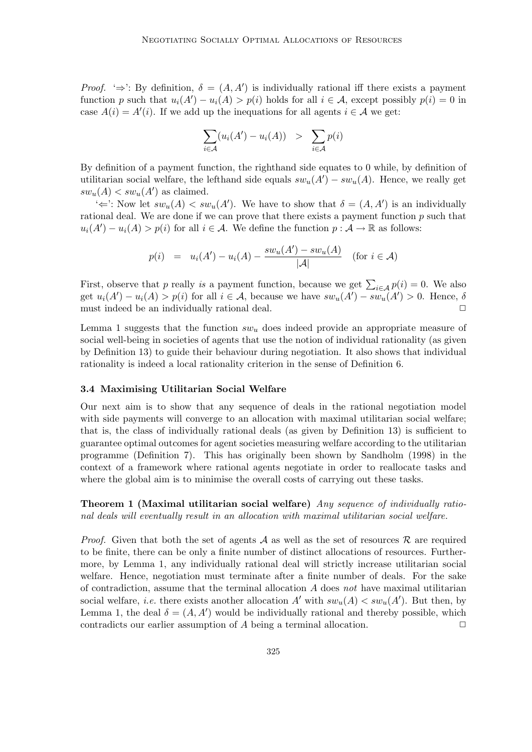*Proof.* '⇒': By definition, $\delta = (A, A')$ is individually rational iff there exists a payment function $p$ such that $u_i(A') - u_i(A) > p(i)$ holds for all $i \in \mathcal{A}$, except possibly $p(i) = 0$ in case $A(i) = A'(i)$. If we add up the inequations for all agents $i \in \mathcal{A}$ we get:

$$\sum_{i \in \mathcal{A}} (u_i(A') - u_i(A)) \quad > \quad \sum_{i \in \mathcal{A}} p(i)$$

By definition of a payment function, the righthand side equates to 0 while, by definition of utilitarian social welfare, the lefthand side equals $sw_u(A') - sw_u(A)$. Hence, we really get $sw_u(A) < sw_u(A')$ as claimed.

'⇐': Now let $sw_u(A) < sw_u(A')$. We have to show that $\delta = (A, A')$ is an individually rational deal. We are done if we can prove that there exists a payment function $p$ such that $u_i(A') - u_i(A) > p(i)$ for all $i \in \mathcal{A}$. We define the function $p : \mathcal{A} \to \mathbb{R}$ as follows:

$$p(i) \quad = \quad u_i(A') - u_i(A) - \frac{sw_u(A') - sw_u(A)}{|\mathcal{A}|} \quad (\text{for } i \in \mathcal{A})$$

First, observe that $p$ really *is* a payment function, because we get $\sum_{i \in \mathcal{A}} p(i) = 0$. We also get $u_i(A') - u_i(A) > p(i)$ for all $i \in \mathcal{A}$, because we have $sw_u(A') - sw_u(A') > 0$. Hence, $\delta$ must indeed be an individually rational deal. □

Lemma 1 suggests that the function $sw_u$ does indeed provide an appropriate measure of social well-being in societies of agents that use the notion of individual rationality (as given by Definition 13) to guide their behaviour during negotiation. It also shows that individual rationality is indeed a local rationality criterion in the sense of Definition 6.

### 3.4 Maximising Utilitarian Social Welfare

Our next aim is to show that any sequence of deals in the rational negotiation model with side payments will converge to an allocation with maximal utilitarian social welfare; that is, the class of individually rational deals (as given by Definition 13) is sufficient to guarantee optimal outcomes for agent societies measuring welfare according to the utilitarian programme (Definition 7). This has originally been shown by Sandholm (1998) in the context of a framework where rational agents negotiate in order to reallocate tasks and where the global aim is to minimise the overall costs of carrying out these tasks.

**Theorem 1 (Maximal utilitarian social welfare)** *Any sequence of individually rational deals will eventually result in an allocation with maximal utilitarian social welfare.*

*Proof.* Given that both the set of agents $\mathcal{A}$ as well as the set of resources $\mathcal{R}$ are required to be finite, there can be only a finite number of distinct allocations of resources. Furthermore, by Lemma 1, any individually rational deal will strictly increase utilitarian social welfare. Hence, negotiation must terminate after a finite number of deals. For the sake of contradiction, assume that the terminal allocation $A$ does *not* have maximal utilitarian social welfare, *i.e.* there exists another allocation $A'$ with $sw_u(A) < sw_u(A')$. But then, by Lemma 1, the deal $\delta = (A, A')$ would be individually rational and thereby possible, which contradicts our earlier assumption of $A$ being a terminal allocation. □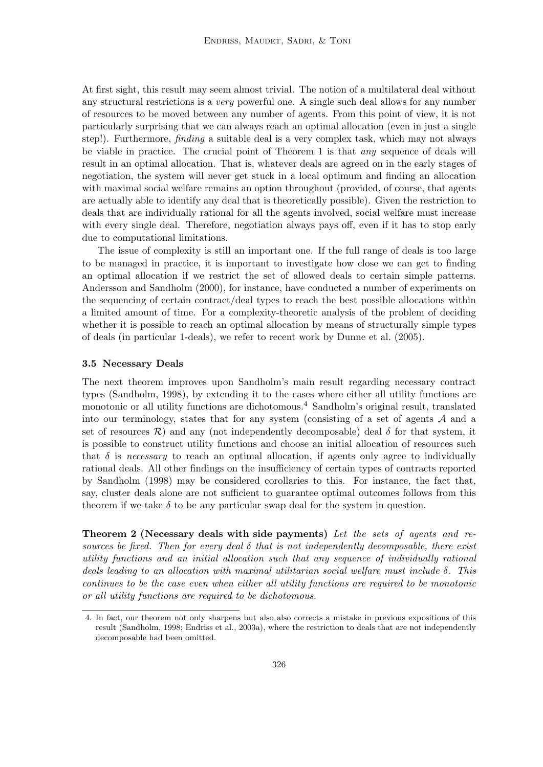At first sight, this result may seem almost trivial. The notion of a multilateral deal without any structural restrictions is a *very* powerful one. A single such deal allows for any number of resources to be moved between any number of agents. From this point of view, it is not particularly surprising that we can always reach an optimal allocation (even in just a single step!). Furthermore, *finding* a suitable deal is a very complex task, which may not always be viable in practice. The crucial point of Theorem 1 is that *any* sequence of deals will result in an optimal allocation. That is, whatever deals are agreed on in the early stages of negotiation, the system will never get stuck in a local optimum and finding an allocation with maximal social welfare remains an option throughout (provided, of course, that agents are actually able to identify any deal that is theoretically possible). Given the restriction to deals that are individually rational for all the agents involved, social welfare must increase with every single deal. Therefore, negotiation always pays off, even if it has to stop early due to computational limitations.

The issue of complexity is still an important one. If the full range of deals is too large to be managed in practice, it is important to investigate how close we can get to finding an optimal allocation if we restrict the set of allowed deals to certain simple patterns. Andersson and Sandholm (2000), for instance, have conducted a number of experiments on the sequencing of certain contract/deal types to reach the best possible allocations within a limited amount of time. For a complexity-theoretic analysis of the problem of deciding whether it is possible to reach an optimal allocation by means of structurally simple types of deals (in particular 1-deals), we refer to recent work by Dunne et al. (2005).

### 3.5 Necessary Deals

The next theorem improves upon Sandholm's main result regarding necessary contract types (Sandholm, 1998), by extending it to the cases where either all utility functions are monotonic or all utility functions are dichotomous.[4] Sandholm's original result, translated into our terminology, states that for any system (consisting of a set of agents $\mathcal{A}$ and a set of resources $\mathcal{R}$) and any (not independently decomposable) deal $\delta$ for that system, it is possible to construct utility functions and choose an initial allocation of resources such that $\delta$ is *necessary* to reach an optimal allocation, if agents only agree to individually rational deals. All other findings on the insufficiency of certain types of contracts reported by Sandholm (1998) may be considered corollaries to this. For instance, the fact that, say, cluster deals alone are not sufficient to guarantee optimal outcomes follows from this theorem if we take $\delta$ to be any particular swap deal for the system in question.

**Theorem 2 (Necessary deals with side payments)** *Let the sets of agents and resources be fixed. Then for every deal $\delta$ that is not independently decomposable, there exist utility functions and an initial allocation such that any sequence of individually rational deals leading to an allocation with maximal utilitarian social welfare must include $\delta$. This continues to be the case even when either all utility functions are required to be monotonic or all utility functions are required to be dichotomous.*

4. In fact, our theorem not only sharpens but also also corrects a mistake in previous expositions of this result (Sandholm, 1998; Endriss et al., 2003a), where the restriction to deals that are not independently decomposable had been omitted.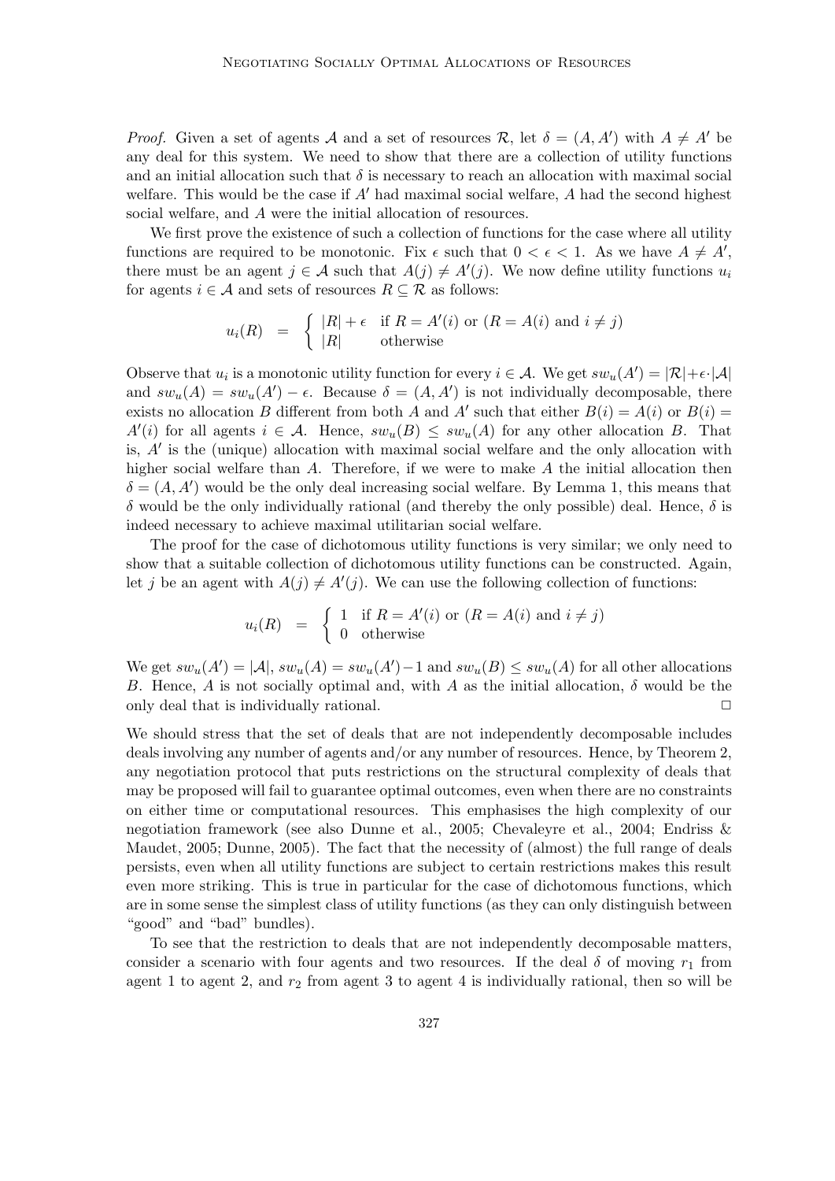*Proof.* Given a set of agents $\mathcal{A}$ and a set of resources $\mathcal{R}$, let $\delta = (A, A')$ with $A \neq A'$ be any deal for this system. We need to show that there are a collection of utility functions and an initial allocation such that $\delta$ is necessary to reach an allocation with maximal social welfare. This would be the case if $A'$ had maximal social welfare, $A$ had the second highest social welfare, and $A$ were the initial allocation of resources.

We first prove the existence of such a collection of functions for the case where all utility functions are required to be monotonic. Fix $\epsilon$ such that $0 < \epsilon < 1$. As we have $A \neq A'$, there must be an agent $j \in \mathcal{A}$ such that $A(j) \neq A'(j)$. We now define utility functions $u_i$ for agents $i \in \mathcal{A}$ and sets of resources $R \subseteq \mathcal{R}$ as follows:

$$u_i(R) \quad = \quad \begin{cases} |R| + \epsilon & \text{if } R = A'(i) \text{ or } (R = A(i) \text{ and } i \neq j) \\ |R| & \text{otherwise} \end{cases}$$

Observe that $u_i$ is a monotonic utility function for every $i \in \mathcal{A}$. We get $sw_u(A') = |\mathcal{R}| + \epsilon \cdot |\mathcal{A}|$ and $sw_u(A) = sw_u(A') - \epsilon$. Because $\delta = (A, A')$ is not individually decomposable, there exists no allocation $B$ different from both $A$ and $A'$ such that either $B(i) = A(i)$ or $B(i) = A'(i)$ for all agents $i \in \mathcal{A}$. Hence, $sw_u(B) \leq sw_u(A)$ for any other allocation $B$. That is, $A'$ is the (unique) allocation with maximal social welfare and the only allocation with higher social welfare than $A$. Therefore, if we were to make $A$ the initial allocation then $\delta = (A, A')$ would be the only deal increasing social welfare. By Lemma 1, this means that $\delta$ would be the only individually rational (and thereby the only possible) deal. Hence, $\delta$ is indeed necessary to achieve maximal utilitarian social welfare.

The proof for the case of dichotomous utility functions is very similar; we only need to show that a suitable collection of dichotomous utility functions can be constructed. Again, let $j$ be an agent with $A(j) \neq A'(j)$. We can use the following collection of functions:

$$u_i(R) \quad = \quad \begin{cases} 1 & \text{if } R = A'(i) \text{ or } (R = A(i) \text{ and } i \neq j) \\ 0 & \text{otherwise} \end{cases}$$

We get $sw_u(A') = |\mathcal{A}|$, $sw_u(A) = sw_u(A') - 1$ and $sw_u(B) \leq sw_u(A)$ for all other allocations $B$. Hence, $A$ is not socially optimal and, with $A$ as the initial allocation, $\delta$ would be the only deal that is individually rational. $\Box$

We should stress that the set of deals that are not independently decomposable includes deals involving any number of agents and/or any number of resources. Hence, by Theorem 2, any negotiation protocol that puts restrictions on the structural complexity of deals that may be proposed will fail to guarantee optimal outcomes, even when there are no constraints on either time or computational resources. This emphasises the high complexity of our negotiation framework (see also Dunne et al., 2005; Chevaleyre et al., 2004; Endriss & Maudet, 2005; Dunne, 2005). The fact that the necessity of (almost) the full range of deals persists, even when all utility functions are subject to certain restrictions makes this result even more striking. This is true in particular for the case of dichotomous functions, which are in some sense the simplest class of utility functions (as they can only distinguish between "good" and "bad" bundles).

To see that the restriction to deals that are not independently decomposable matters, consider a scenario with four agents and two resources. If the deal $\delta$ of moving $r_1$ from agent 1 to agent 2, and $r_2$ from agent 3 to agent 4 is individually rational, then so will be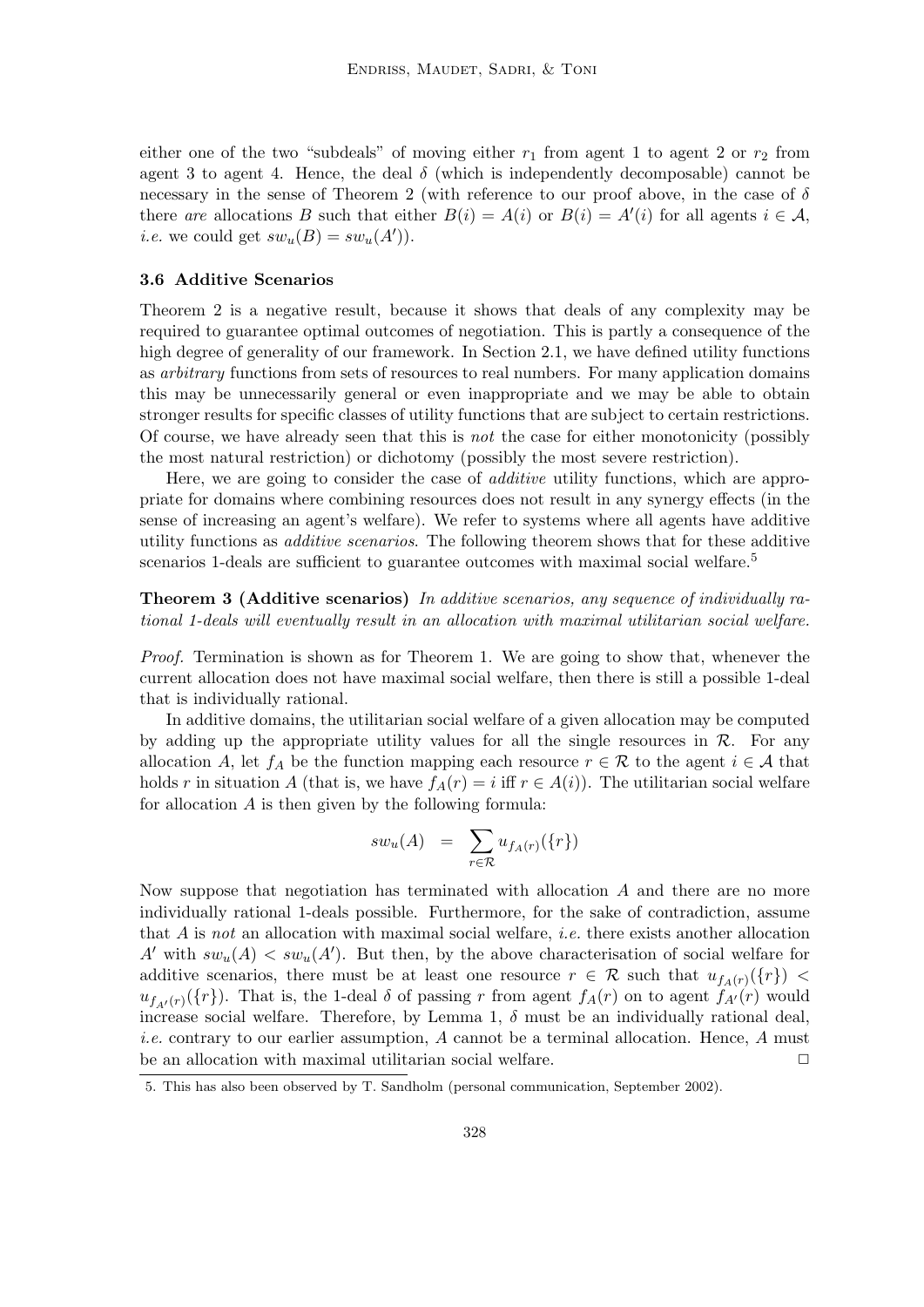either one of the two "subdeals" of moving either $r_1$ from agent 1 to agent 2 or $r_2$ from agent 3 to agent 4. Hence, the deal $\delta$ (which is independently decomposable) cannot be necessary in the sense of Theorem 2 (with reference to our proof above, in the case of $\delta$ there *are* allocations $B$ such that either $B(i) = A(i)$ or $B(i) = A'(i)$ for all agents $i \in \mathcal{A}$, *i.e.* we could get $sw_u(B) = sw_u(A')$).

### 3.6 Additive Scenarios

Theorem 2 is a negative result, because it shows that deals of any complexity may be required to guarantee optimal outcomes of negotiation. This is partly a consequence of the high degree of generality of our framework. In Section 2.1, we have defined utility functions as *arbitrary* functions from sets of resources to real numbers. For many application domains this may be unnecessarily general or even inappropriate and we may be able to obtain stronger results for specific classes of utility functions that are subject to certain restrictions. Of course, we have already seen that this is *not* the case for either monotonicity (possibly the most natural restriction) or dichotomy (possibly the most severe restriction).

Here, we are going to consider the case of *additive* utility functions, which are appropriate for domains where combining resources does not result in any synergy effects (in the sense of increasing an agent's welfare). We refer to systems where all agents have additive utility functions as *additive scenarios*. The following theorem shows that for these additive scenarios 1-deals are sufficient to guarantee outcomes with maximal social welfare.[5]

**Theorem 3 (Additive scenarios)** *In additive scenarios, any sequence of individually rational 1-deals will eventually result in an allocation with maximal utilitarian social welfare.*

*Proof.* Termination is shown as for Theorem 1. We are going to show that, whenever the current allocation does not have maximal social welfare, then there is still a possible 1-deal that is individually rational.

In additive domains, the utilitarian social welfare of a given allocation may be computed by adding up the appropriate utility values for all the single resources in $\mathcal{R}$. For any allocation $A$, let $f_A$ be the function mapping each resource $r \in \mathcal{R}$ to the agent $i \in \mathcal{A}$ that holds $r$ in situation $A$ (that is, we have $f_A(r) = i$ iff $r \in A(i)$). The utilitarian social welfare for allocation $A$ is then given by the following formula:

$$sw_u(A) \quad = \quad \sum_{r \in \mathcal{R}} u_{f_A(r)}(\{r\})$$

Now suppose that negotiation has terminated with allocation $A$ and there are no more individually rational 1-deals possible. Furthermore, for the sake of contradiction, assume that $A$ is *not* an allocation with maximal social welfare, *i.e.* there exists another allocation $A'$ with $sw_u(A) < sw_u(A')$. But then, by the above characterisation of social welfare for additive scenarios, there must be at least one resource $r \in \mathcal{R}$ such that $u_{f_A(r)}(\{r\}) < u_{f_{A'}(r)}(\{r\})$. That is, the 1-deal $\delta$ of passing $r$ from agent $f_A(r)$ on to agent $f_{A'}(r)$ would increase social welfare. Therefore, by Lemma 1, $\delta$ must be an individually rational deal, *i.e.* contrary to our earlier assumption, $A$ cannot be a terminal allocation. Hence, $A$ must be an allocation with maximal utilitarian social welfare. $\square$

5. This has also been observed by T. Sandholm (personal communication, September 2002).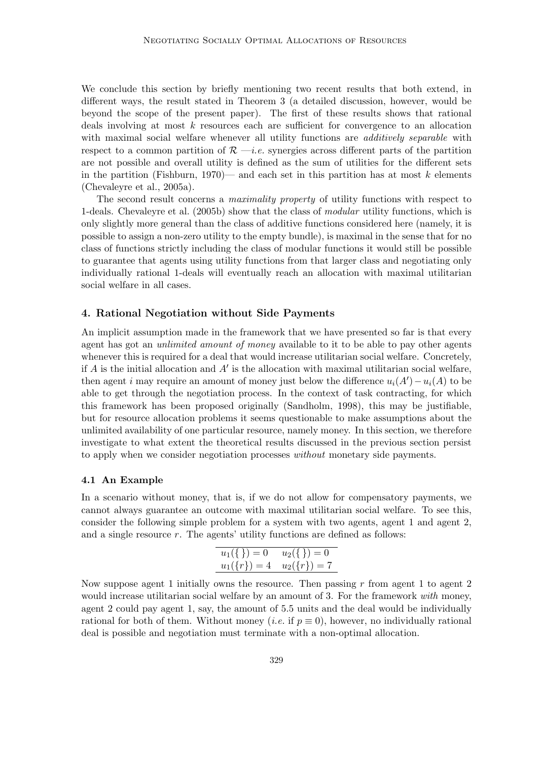We conclude this section by briefly mentioning two recent results that both extend, in different ways, the result stated in Theorem 3 (a detailed discussion, however, would be beyond the scope of the present paper). The first of these results shows that rational deals involving at most $k$ resources each are sufficient for convergence to an allocation with maximal social welfare whenever all utility functions are *additively separable* with respect to a common partition of $\mathcal{R}$ —*i.e.* synergies across different parts of the partition are not possible and overall utility is defined as the sum of utilities for the different sets in the partition (Fishburn, 1970)— and each set in this partition has at most $k$ elements (Chevaleyre et al., 2005a).

The second result concerns a *maximality property* of utility functions with respect to 1-deals. Chevaleyre et al. (2005b) show that the class of *modular* utility functions, which is only slightly more general than the class of additive functions considered here (namely, it is possible to assign a non-zero utility to the empty bundle), is maximal in the sense that for no class of functions strictly including the class of modular functions it would still be possible to guarantee that agents using utility functions from that larger class and negotiating only individually rational 1-deals will eventually reach an allocation with maximal utilitarian social welfare in all cases.

## 4. Rational Negotiation without Side Payments

An implicit assumption made in the framework that we have presented so far is that every agent has got an *unlimited amount of money* available to it to be able to pay other agents whenever this is required for a deal that would increase utilitarian social welfare. Concretely, if $A$ is the initial allocation and $A'$ is the allocation with maximal utilitarian social welfare, then agent $i$ may require an amount of money just below the difference $u_i(A') - u_i(A)$ to be able to get through the negotiation process. In the context of task contracting, for which this framework has been proposed originally (Sandholm, 1998), this may be justifiable, but for resource allocation problems it seems questionable to make assumptions about the unlimited availability of one particular resource, namely money. In this section, we therefore investigate to what extent the theoretical results discussed in the previous section persist to apply when we consider negotiation processes *without* monetary side payments.

### 4.1 An Example

In a scenario without money, that is, if we do not allow for compensatory payments, we cannot always guarantee an outcome with maximal utilitarian social welfare. To see this, consider the following simple problem for a system with two agents, agent 1 and agent 2, and a single resource $r$. The agents' utility functions are defined as follows:

| | |
|---|---|
| $u_1(\{\,\}) = 0$ | $u_2(\{\,\}) = 0$ |
| $u_1(\{r\}) = 4$ | $u_2(\{r\}) = 7$ |

Now suppose agent 1 initially owns the resource. Then passing $r$ from agent 1 to agent 2 would increase utilitarian social welfare by an amount of 3. For the framework *with* money, agent 2 could pay agent 1, say, the amount of 5.5 units and the deal would be individually rational for both of them. Without money (*i.e.* if $p \equiv 0$), however, no individually rational deal is possible and negotiation must terminate with a non-optimal allocation.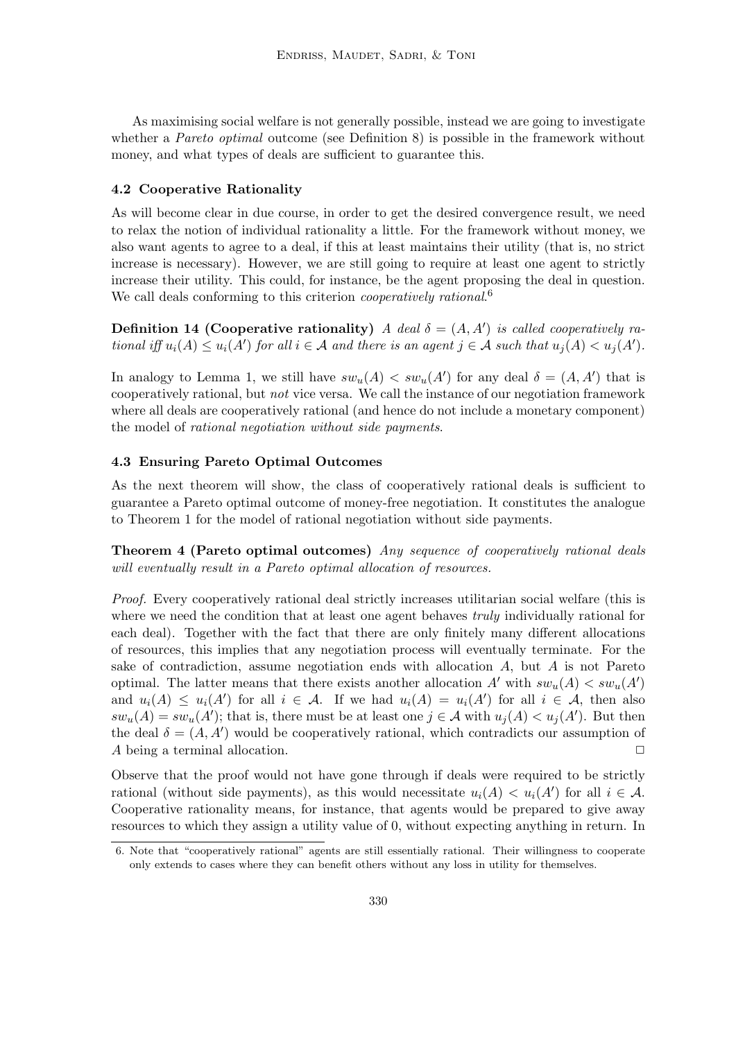As maximising social welfare is not generally possible, instead we are going to investigate whether a *Pareto optimal* outcome (see Definition 8) is possible in the framework without money, and what types of deals are sufficient to guarantee this.

### 4.2 Cooperative Rationality

As will become clear in due course, in order to get the desired convergence result, we need to relax the notion of individual rationality a little. For the framework without money, we also want agents to agree to a deal, if this at least maintains their utility (that is, no strict increase is necessary). However, we are still going to require at least one agent to strictly increase their utility. This could, for instance, be the agent proposing the deal in question. We call deals conforming to this criterion *cooperatively rational*.[6]

**Definition 14 (Cooperative rationality)** *A deal $\delta = (A, A')$ is called cooperatively rational iff $u_i(A) \leq u_i(A')$ for all $i \in \mathcal{A}$ and there is an agent $j \in \mathcal{A}$ such that $u_j(A) < u_j(A')$.*

In analogy to Lemma 1, we still have $sw_u(A) < sw_u(A')$ for any deal $\delta = (A, A')$ that is cooperatively rational, but *not* vice versa. We call the instance of our negotiation framework where all deals are cooperatively rational (and hence do not include a monetary component) the model of *rational negotiation without side payments*.

### 4.3 Ensuring Pareto Optimal Outcomes

As the next theorem will show, the class of cooperatively rational deals is sufficient to guarantee a Pareto optimal outcome of money-free negotiation. It constitutes the analogue to Theorem 1 for the model of rational negotiation without side payments.

**Theorem 4 (Pareto optimal outcomes)** *Any sequence of cooperatively rational deals will eventually result in a Pareto optimal allocation of resources.*

*Proof.* Every cooperatively rational deal strictly increases utilitarian social welfare (this is where we need the condition that at least one agent behaves *truly* individually rational for each deal). Together with the fact that there are only finitely many different allocations of resources, this implies that any negotiation process will eventually terminate. For the sake of contradiction, assume negotiation ends with allocation $A$, but $A$ is not Pareto optimal. The latter means that there exists another allocation $A'$ with $sw_u(A) < sw_u(A')$ and $u_i(A) \leq u_i(A')$ for all $i \in \mathcal{A}$. If we had $u_i(A) = u_i(A')$ for all $i \in \mathcal{A}$, then also $sw_u(A) = sw_u(A')$; that is, there must be at least one $j \in \mathcal{A}$ with $u_j(A) < u_j(A')$. But then the deal $\delta = (A, A')$ would be cooperatively rational, which contradicts our assumption of $A$ being a terminal allocation. □

Observe that the proof would not have gone through if deals were required to be strictly rational (without side payments), as this would necessitate $u_i(A) < u_i(A')$ for all $i \in \mathcal{A}$. Cooperative rationality means, for instance, that agents would be prepared to give away resources to which they assign a utility value of 0, without expecting anything in return. In

6. Note that "cooperatively rational" agents are still essentially rational. Their willingness to cooperate only extends to cases where they can benefit others without any loss in utility for themselves.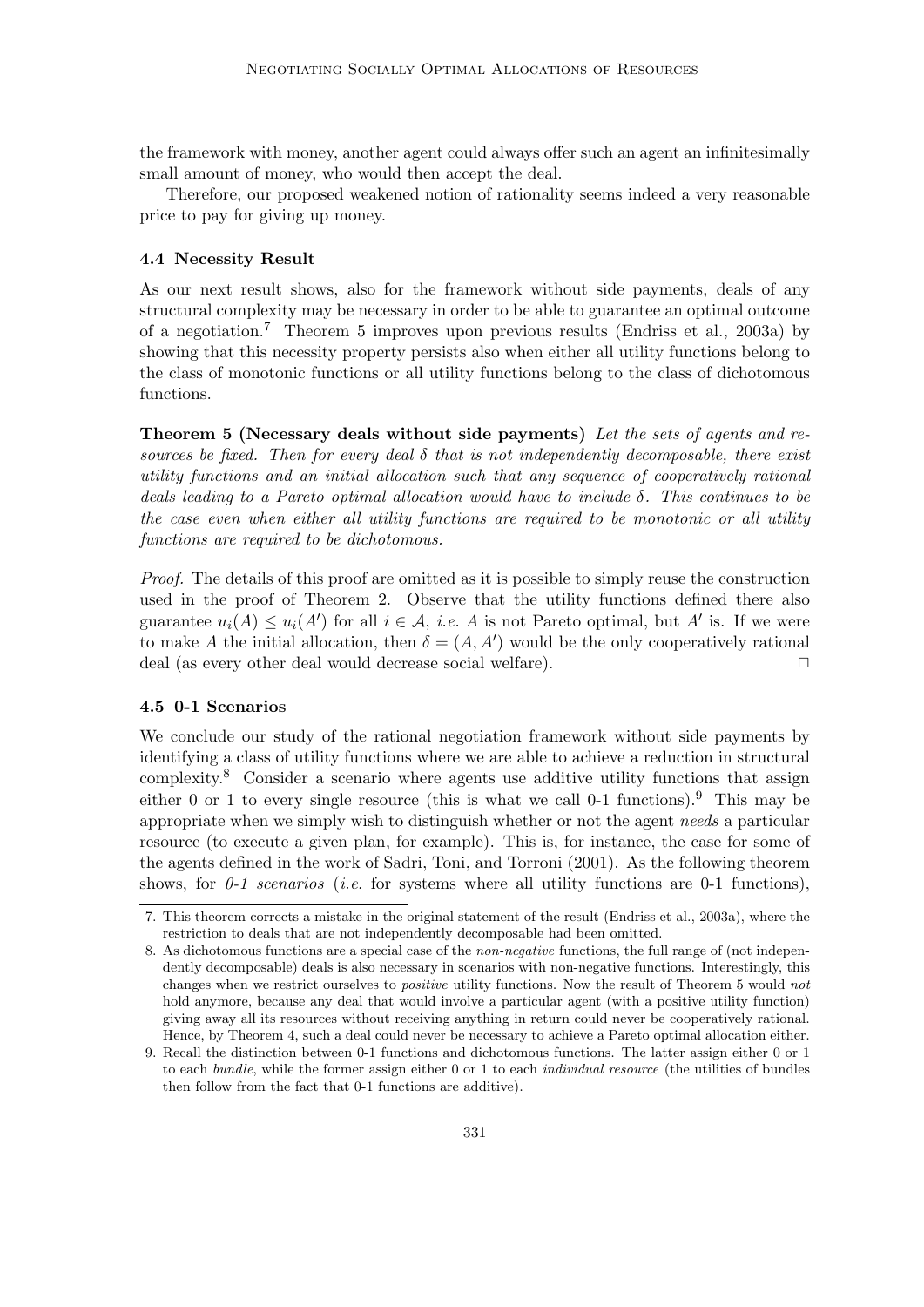the framework with money, another agent could always offer such an agent an infinitesimally small amount of money, who would then accept the deal.

Therefore, our proposed weakened notion of rationality seems indeed a very reasonable price to pay for giving up money.

### 4.4 Necessity Result

As our next result shows, also for the framework without side payments, deals of any structural complexity may be necessary in order to be able to guarantee an optimal outcome of a negotiation.[7] Theorem 5 improves upon previous results (Endriss et al., 2003a) by showing that this necessity property persists also when either all utility functions belong to the class of monotonic functions or all utility functions belong to the class of dichotomous functions.

**Theorem 5 (Necessary deals without side payments)** *Let the sets of agents and resources be fixed. Then for every deal $\delta$ that is not independently decomposable, there exist utility functions and an initial allocation such that any sequence of cooperatively rational deals leading to a Pareto optimal allocation would have to include $\delta$. This continues to be the case even when either all utility functions are required to be monotonic or all utility functions are required to be dichotomous.*

*Proof.* The details of this proof are omitted as it is possible to simply reuse the construction used in the proof of Theorem 2. Observe that the utility functions defined there also guarantee $u_i(A) \leq u_i(A')$ for all $i \in \mathcal{A}$, *i.e.* $A$ is not Pareto optimal, but $A'$ is. If we were to make $A$ the initial allocation, then $\delta = (A, A')$ would be the only cooperatively rational deal (as every other deal would decrease social welfare). $\Box$

### 4.5 0-1 Scenarios

We conclude our study of the rational negotiation framework without side payments by identifying a class of utility functions where we are able to achieve a reduction in structural complexity.[8] Consider a scenario where agents use additive utility functions that assign either 0 or 1 to every single resource (this is what we call 0-1 functions).[9] This may be appropriate when we simply wish to distinguish whether or not the agent *needs* a particular resource (to execute a given plan, for example). This is, for instance, the case for some of the agents defined in the work of Sadri, Toni, and Torroni (2001). As the following theorem shows, for *0-1 scenarios* (*i.e.* for systems where all utility functions are 0-1 functions),

7. This theorem corrects a mistake in the original statement of the result (Endriss et al., 2003a), where the restriction to deals that are not independently decomposable had been omitted.

8. As dichotomous functions are a special case of the *non-negative* functions, the full range of (not independently decomposable) deals is also necessary in scenarios with non-negative functions. Interestingly, this changes when we restrict ourselves to *positive* utility functions. Now the result of Theorem 5 would *not* hold anymore, because any deal that would involve a particular agent (with a positive utility function) giving away all its resources without receiving anything in return could never be cooperatively rational. Hence, by Theorem 4, such a deal could never be necessary to achieve a Pareto optimal allocation either.

9. Recall the distinction between 0-1 functions and dichotomous functions. The latter assign either 0 or 1 to each *bundle*, while the former assign either 0 or 1 to each *individual resource* (the utilities of bundles then follow from the fact that 0-1 functions are additive).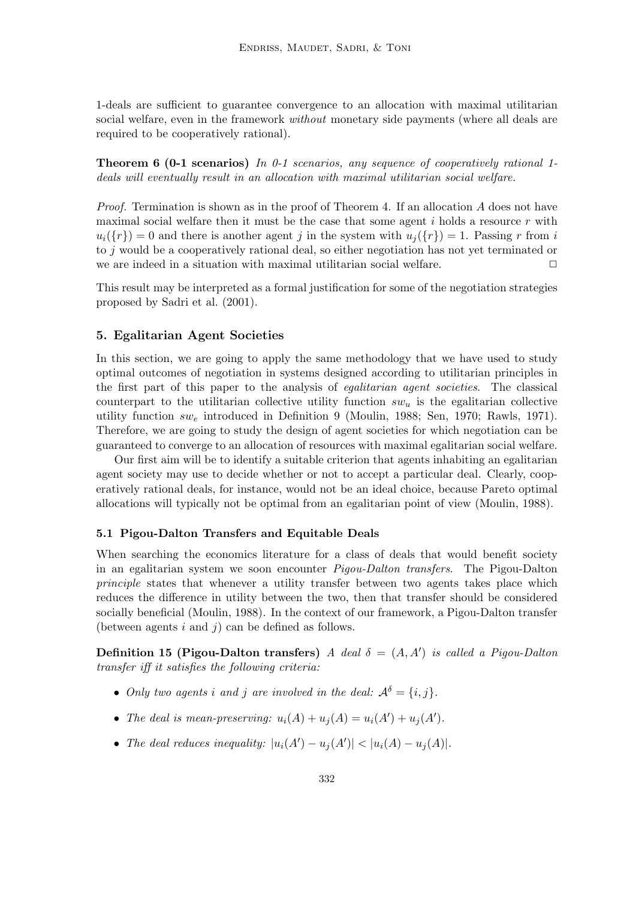1-deals are sufficient to guarantee convergence to an allocation with maximal utilitarian social welfare, even in the framework *without* monetary side payments (where all deals are required to be cooperatively rational).

**Theorem 6 (0-1 scenarios)** *In 0-1 scenarios, any sequence of cooperatively rational 1-deals will eventually result in an allocation with maximal utilitarian social welfare.*

*Proof.* Termination is shown as in the proof of Theorem 4. If an allocation $A$ does not have maximal social welfare then it must be the case that some agent $i$ holds a resource $r$ with $u_i(\{r\}) = 0$ and there is another agent $j$ in the system with $u_j(\{r\}) = 1$. Passing $r$ from $i$ to $j$ would be a cooperatively rational deal, so either negotiation has not yet terminated or we are indeed in a situation with maximal utilitarian social welfare. □

This result may be interpreted as a formal justification for some of the negotiation strategies proposed by Sadri et al. (2001).

## 5. Egalitarian Agent Societies

In this section, we are going to apply the same methodology that we have used to study optimal outcomes of negotiation in systems designed according to utilitarian principles in the first part of this paper to the analysis of *egalitarian agent societies*. The classical counterpart to the utilitarian collective utility function $sw_u$ is the egalitarian collective utility function $sw_e$ introduced in Definition 9 (Moulin, 1988; Sen, 1970; Rawls, 1971). Therefore, we are going to study the design of agent societies for which negotiation can be guaranteed to converge to an allocation of resources with maximal egalitarian social welfare.

Our first aim will be to identify a suitable criterion that agents inhabiting an egalitarian agent society may use to decide whether or not to accept a particular deal. Clearly, cooperatively rational deals, for instance, would not be an ideal choice, because Pareto optimal allocations will typically not be optimal from an egalitarian point of view (Moulin, 1988).

### 5.1 Pigou-Dalton Transfers and Equitable Deals

When searching the economics literature for a class of deals that would benefit society in an egalitarian system we soon encounter *Pigou-Dalton transfers*. The Pigou-Dalton *principle* states that whenever a utility transfer between two agents takes place which reduces the difference in utility between the two, then that transfer should be considered socially beneficial (Moulin, 1988). In the context of our framework, a Pigou-Dalton transfer (between agents $i$ and $j$) can be defined as follows.

**Definition 15 (Pigou-Dalton transfers)** *A deal $\delta = (A, A')$ is called a Pigou-Dalton transfer iff it satisfies the following criteria:*

- *Only two agents $i$ and $j$ are involved in the deal: $\mathcal{A}^\delta = \{i, j\}$.*
- *The deal is mean-preserving: $u_i(A) + u_j(A) = u_i(A') + u_j(A')$.*
- *The deal reduces inequality: $|u_i(A') - u_j(A')| < |u_i(A) - u_j(A)|$.*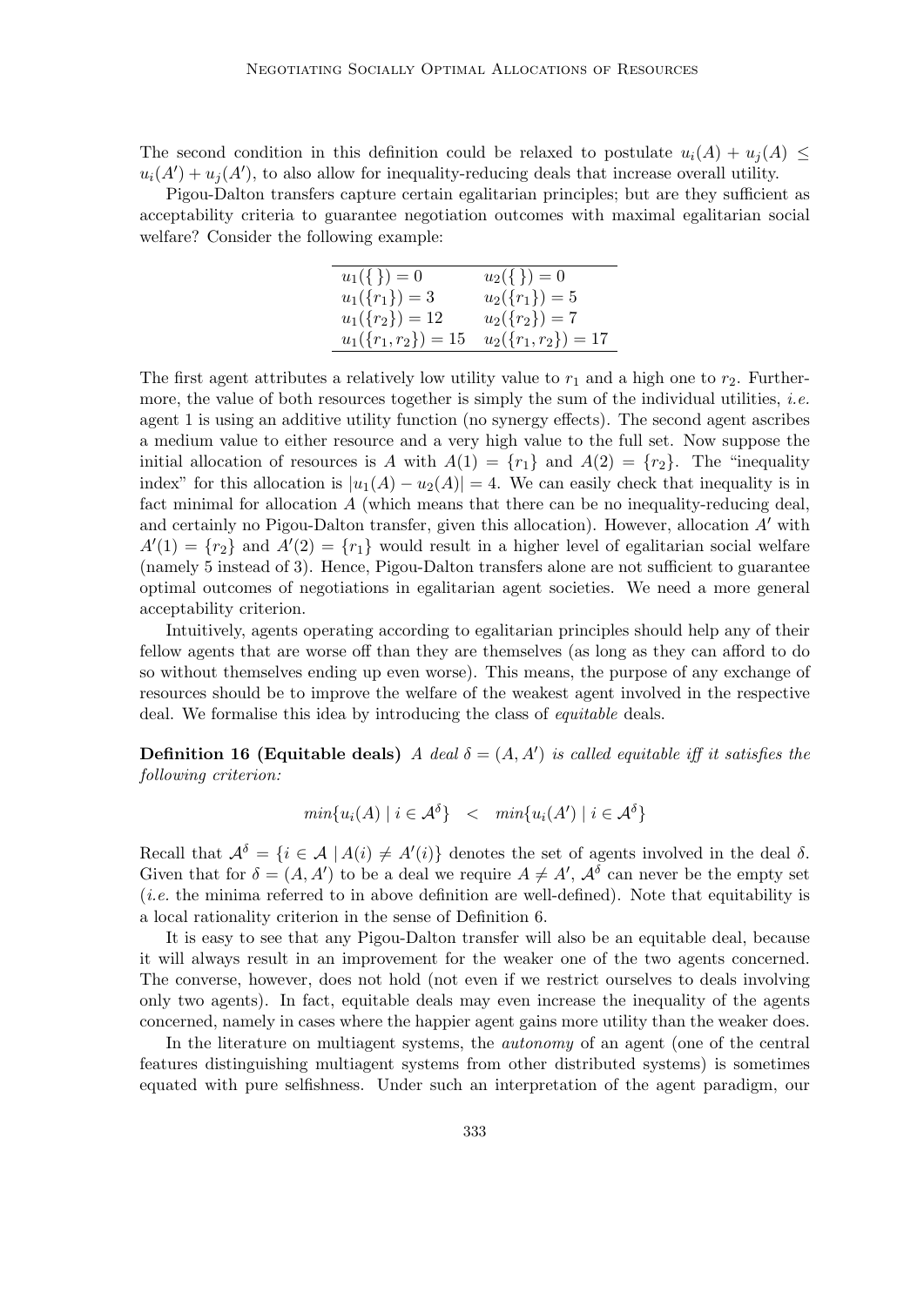The second condition in this definition could be relaxed to postulate $u_i(A) + u_j(A) \leq u_i(A') + u_j(A')$, to also allow for inequality-reducing deals that increase overall utility.

Pigou-Dalton transfers capture certain egalitarian principles; but are they sufficient as acceptability criteria to guarantee negotiation outcomes with maximal egalitarian social welfare? Consider the following example:

| | |
|---|---|
| $u_1(\{\ \}) = 0$ | $u_2(\{\ \}) = 0$ |
| $u_1(\{r_1\}) = 3$ | $u_2(\{r_1\}) = 5$ |
| $u_1(\{r_2\}) = 12$ | $u_2(\{r_2\}) = 7$ |
| $u_1(\{r_1, r_2\}) = 15$ | $u_2(\{r_1, r_2\}) = 17$ |

The first agent attributes a relatively low utility value to $r_1$ and a high one to $r_2$. Furthermore, the value of both resources together is simply the sum of the individual utilities, *i.e.* agent 1 is using an additive utility function (no synergy effects). The second agent ascribes a medium value to either resource and a very high value to the full set. Now suppose the initial allocation of resources is $A$ with $A(1) = \{r_1\}$ and $A(2) = \{r_2\}$. The "inequality index" for this allocation is $|u_1(A) - u_2(A)| = 4$. We can easily check that inequality is in fact minimal for allocation $A$ (which means that there can be no inequality-reducing deal, and certainly no Pigou-Dalton transfer, given this allocation). However, allocation $A'$ with $A'(1) = \{r_2\}$ and $A'(2) = \{r_1\}$ would result in a higher level of egalitarian social welfare (namely 5 instead of 3). Hence, Pigou-Dalton transfers alone are not sufficient to guarantee optimal outcomes of negotiations in egalitarian agent societies. We need a more general acceptability criterion.

Intuitively, agents operating according to egalitarian principles should help any of their fellow agents that are worse off than they are themselves (as long as they can afford to do so without themselves ending up even worse). This means, the purpose of any exchange of resources should be to improve the welfare of the weakest agent involved in the respective deal. We formalise this idea by introducing the class of *equitable* deals.

**Definition 16 (Equitable deals)** *A deal $\delta = (A, A')$ is called equitable iff it satisfies the following criterion:*

$$min\{u_i(A) \mid i \in \mathcal{A}^\delta\} \quad < \quad min\{u_i(A') \mid i \in \mathcal{A}^\delta\}$$

Recall that $\mathcal{A}^\delta = \{i \in \mathcal{A} \mid A(i) \neq A'(i)\}$ denotes the set of agents involved in the deal $\delta$. Given that for $\delta = (A, A')$ to be a deal we require $A \neq A'$, $\mathcal{A}^\delta$ can never be the empty set (*i.e.* the minima referred to in above definition are well-defined). Note that equitability is a local rationality criterion in the sense of Definition 6.

It is easy to see that any Pigou-Dalton transfer will also be an equitable deal, because it will always result in an improvement for the weaker one of the two agents concerned. The converse, however, does not hold (not even if we restrict ourselves to deals involving only two agents). In fact, equitable deals may even increase the inequality of the agents concerned, namely in cases where the happier agent gains more utility than the weaker does.

In the literature on multiagent systems, the *autonomy* of an agent (one of the central features distinguishing multiagent systems from other distributed systems) is sometimes equated with pure selfishness. Under such an interpretation of the agent paradigm, our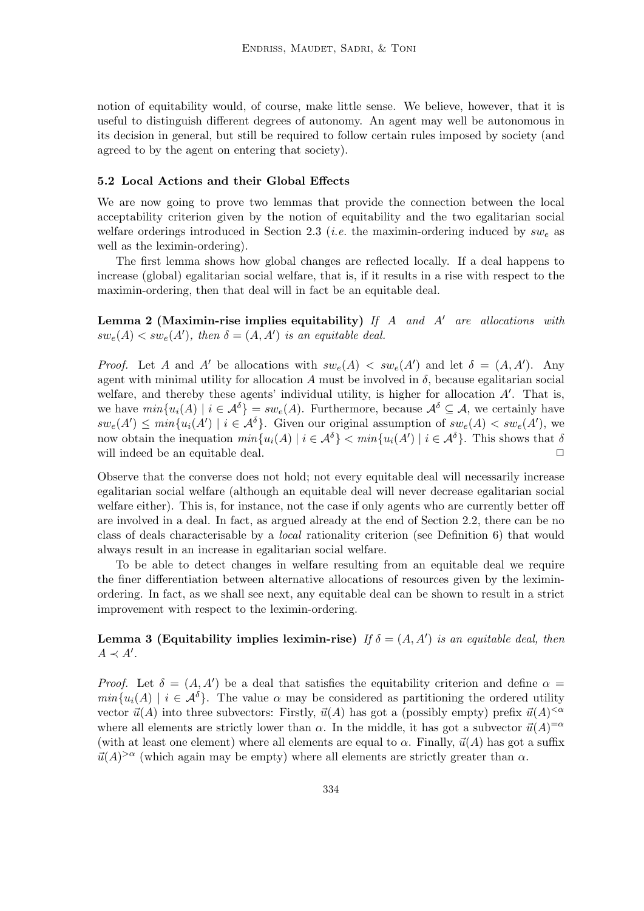notion of equitability would, of course, make little sense. We believe, however, that it is useful to distinguish different degrees of autonomy. An agent may well be autonomous in its decision in general, but still be required to follow certain rules imposed by society (and agreed to by the agent on entering that society).

### 5.2 Local Actions and their Global Effects

We are now going to prove two lemmas that provide the connection between the local acceptability criterion given by the notion of equitability and the two egalitarian social welfare orderings introduced in Section 2.3 (*i.e.* the maximin-ordering induced by $sw_e$ as well as the leximin-ordering).

The first lemma shows how global changes are reflected locally. If a deal happens to increase (global) egalitarian social welfare, that is, if it results in a rise with respect to the maximin-ordering, then that deal will in fact be an equitable deal.

**Lemma 2 (Maximin-rise implies equitability)** *If $A$ and $A'$ are allocations with $sw_e(A) < sw_e(A')$, then $\delta = (A, A')$ is an equitable deal.*

*Proof.* Let $A$ and $A'$ be allocations with $sw_e(A) < sw_e(A')$ and let $\delta = (A, A')$. Any agent with minimal utility for allocation $A$ must be involved in $\delta$, because egalitarian social welfare, and thereby these agents' individual utility, is higher for allocation $A'$. That is, we have $min\{u_i(A) \mid i \in \mathcal{A}^\delta\} = sw_e(A)$. Furthermore, because $\mathcal{A}^\delta \subseteq \mathcal{A}$, we certainly have $sw_e(A') \leq min\{u_i(A') \mid i \in \mathcal{A}^\delta\}$. Given our original assumption of $sw_e(A) < sw_e(A')$, we now obtain the inequation $min\{u_i(A) \mid i \in \mathcal{A}^\delta\} < min\{u_i(A') \mid i \in \mathcal{A}^\delta\}$. This shows that $\delta$ will indeed be an equitable deal. □

Observe that the converse does not hold; not every equitable deal will necessarily increase egalitarian social welfare (although an equitable deal will never decrease egalitarian social welfare either). This is, for instance, not the case if only agents who are currently better off are involved in a deal. In fact, as argued already at the end of Section 2.2, there can be no class of deals characterisable by a *local* rationality criterion (see Definition 6) that would always result in an increase in egalitarian social welfare.

To be able to detect changes in welfare resulting from an equitable deal we require the finer differentiation between alternative allocations of resources given by the leximin-ordering. In fact, as we shall see next, any equitable deal can be shown to result in a strict improvement with respect to the leximin-ordering.

**Lemma 3 (Equitability implies leximin-rise)** *If $\delta = (A, A')$ is an equitable deal, then $A \prec A'$.*

*Proof.* Let $\delta = (A, A')$ be a deal that satisfies the equitability criterion and define $\alpha = min\{u_i(A) \mid i \in \mathcal{A}^\delta\}$. The value $\alpha$ may be considered as partitioning the ordered utility vector $\vec{u}(A)$ into three subvectors: Firstly, $\vec{u}(A)$ has got a (possibly empty) prefix $\vec{u}(A)^{<\alpha}$ where all elements are strictly lower than $\alpha$. In the middle, it has got a subvector $\vec{u}(A)^{=\alpha}$ (with at least one element) where all elements are equal to $\alpha$. Finally, $\vec{u}(A)$ has got a suffix $\vec{u}(A)^{>\alpha}$ (which again may be empty) where all elements are strictly greater than $\alpha$.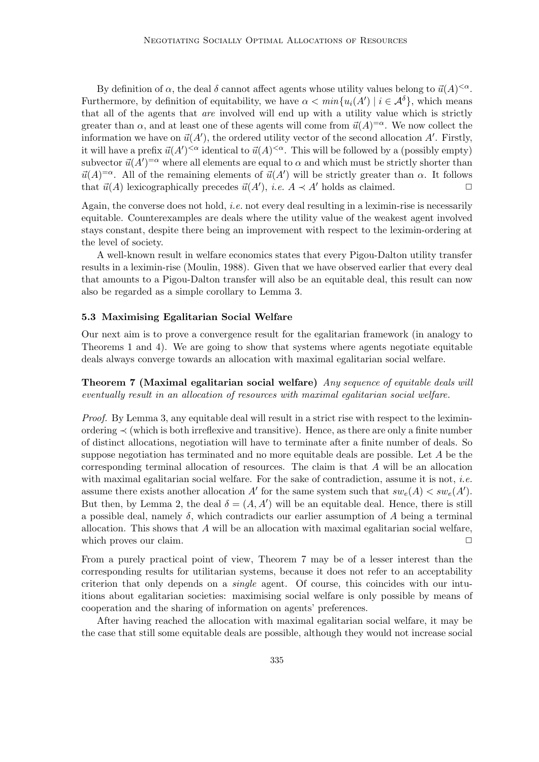By definition of $\alpha$, the deal $\delta$ cannot affect agents whose utility values belong to $\vec{u}(A)^{<\alpha}$. Furthermore, by definition of equitability, we have $\alpha < min\{u_i(A') \mid i \in \mathcal{A}^\delta\}$, which means that all of the agents that *are* involved will end up with a utility value which is strictly greater than $\alpha$, and at least one of these agents will come from $\vec{u}(A)^{=\alpha}$. We now collect the information we have on $\vec{u}(A')$, the ordered utility vector of the second allocation $A'$. Firstly, it will have a prefix $\vec{u}(A')^{<\alpha}$ identical to $\vec{u}(A)^{<\alpha}$. This will be followed by a (possibly empty) subvector $\vec{u}(A')^{=\alpha}$ where all elements are equal to $\alpha$ and which must be strictly shorter than $\vec{u}(A)^{=\alpha}$. All of the remaining elements of $\vec{u}(A')$ will be strictly greater than $\alpha$. It follows that $\vec{u}(A)$ lexicographically precedes $\vec{u}(A')$, *i.e.* $A \prec A'$ holds as claimed. □

Again, the converse does not hold, *i.e.* not every deal resulting in a leximin-rise is necessarily equitable. Counterexamples are deals where the utility value of the weakest agent involved stays constant, despite there being an improvement with respect to the leximin-ordering at the level of society.

A well-known result in welfare economics states that every Pigou-Dalton utility transfer results in a leximin-rise (Moulin, 1988). Given that we have observed earlier that every deal that amounts to a Pigou-Dalton transfer will also be an equitable deal, this result can now also be regarded as a simple corollary to Lemma 3.

### 5.3 Maximising Egalitarian Social Welfare

Our next aim is to prove a convergence result for the egalitarian framework (in analogy to Theorems 1 and 4). We are going to show that systems where agents negotiate equitable deals always converge towards an allocation with maximal egalitarian social welfare.

**Theorem 7 (Maximal egalitarian social welfare)** *Any sequence of equitable deals will eventually result in an allocation of resources with maximal egalitarian social welfare.*

*Proof.* By Lemma 3, any equitable deal will result in a strict rise with respect to the leximin-ordering $\prec$ (which is both irreflexive and transitive). Hence, as there are only a finite number of distinct allocations, negotiation will have to terminate after a finite number of deals. So suppose negotiation has terminated and no more equitable deals are possible. Let $A$ be the corresponding terminal allocation of resources. The claim is that $A$ will be an allocation with maximal egalitarian social welfare. For the sake of contradiction, assume it is not, *i.e.* assume there exists another allocation $A'$ for the same system such that $sw_e(A) < sw_e(A')$. But then, by Lemma 2, the deal $\delta = (A, A')$ will be an equitable deal. Hence, there is still a possible deal, namely $\delta$, which contradicts our earlier assumption of $A$ being a terminal allocation. This shows that $A$ will be an allocation with maximal egalitarian social welfare, which proves our claim. □

From a purely practical point of view, Theorem 7 may be of a lesser interest than the corresponding results for utilitarian systems, because it does not refer to an acceptability criterion that only depends on a *single* agent. Of course, this coincides with our intuitions about egalitarian societies: maximising social welfare is only possible by means of cooperation and the sharing of information on agents' preferences.

After having reached the allocation with maximal egalitarian social welfare, it may be the case that still some equitable deals are possible, although they would not increase social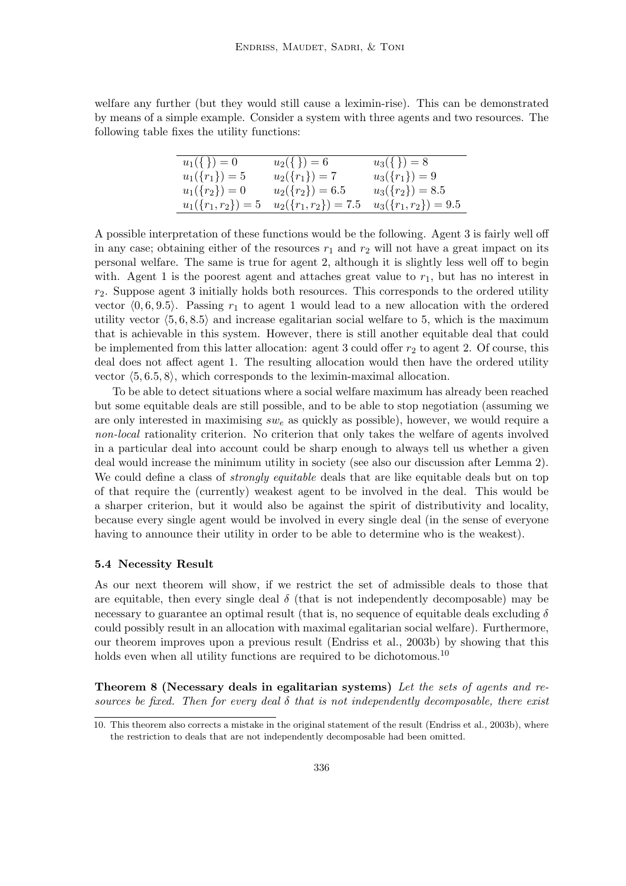welfare any further (but they would still cause a leximin-rise). This can be demonstrated by means of a simple example. Consider a system with three agents and two resources. The following table fixes the utility functions:

| | | |
|---|---|---|
| $u_1(\{\}) = 0$ | $u_2(\{\}) = 6$ | $u_3(\{\}) = 8$ |
| $u_1(\{r_1\}) = 5$ | $u_2(\{r_1\}) = 7$ | $u_3(\{r_1\}) = 9$ |
| $u_1(\{r_2\}) = 0$ | $u_2(\{r_2\}) = 6.5$ | $u_3(\{r_2\}) = 8.5$ |
| $u_1(\{r_1, r_2\}) = 5$ | $u_2(\{r_1, r_2\}) = 7.5$ | $u_3(\{r_1, r_2\}) = 9.5$ |

A possible interpretation of these functions would be the following. Agent 3 is fairly well off in any case; obtaining either of the resources $r_1$ and $r_2$ will not have a great impact on its personal welfare. The same is true for agent 2, although it is slightly less well off to begin with. Agent 1 is the poorest agent and attaches great value to $r_1$, but has no interest in $r_2$. Suppose agent 3 initially holds both resources. This corresponds to the ordered utility vector $\langle 0, 6, 9.5\rangle$. Passing $r_1$ to agent 1 would lead to a new allocation with the ordered utility vector $\langle 5, 6, 8.5\rangle$ and increase egalitarian social welfare to 5, which is the maximum that is achievable in this system. However, there is still another equitable deal that could be implemented from this latter allocation: agent 3 could offer $r_2$ to agent 2. Of course, this deal does not affect agent 1. The resulting allocation would then have the ordered utility vector $\langle 5, 6.5, 8\rangle$, which corresponds to the leximin-maximal allocation.

To be able to detect situations where a social welfare maximum has already been reached but some equitable deals are still possible, and to be able to stop negotiation (assuming we are only interested in maximising $sw_e$ as quickly as possible), however, we would require a *non-local* rationality criterion. No criterion that only takes the welfare of agents involved in a particular deal into account could be sharp enough to always tell us whether a given deal would increase the minimum utility in society (see also our discussion after Lemma 2). We could define a class of *strongly equitable* deals that are like equitable deals but on top of that require the (currently) weakest agent to be involved in the deal. This would be a sharper criterion, but it would also be against the spirit of distributivity and locality, because every single agent would be involved in every single deal (in the sense of everyone having to announce their utility in order to be able to determine who is the weakest).

### 5.4 Necessity Result

As our next theorem will show, if we restrict the set of admissible deals to those that are equitable, then every single deal $\delta$ (that is not independently decomposable) may be necessary to guarantee an optimal result (that is, no sequence of equitable deals excluding $\delta$ could possibly result in an allocation with maximal egalitarian social welfare). Furthermore, our theorem improves upon a previous result (Endriss et al., 2003b) by showing that this holds even when all utility functions are required to be dichotomous.[10]

**Theorem 8 (Necessary deals in egalitarian systems)** *Let the sets of agents and resources be fixed. Then for every deal $\delta$ that is not independently decomposable, there exist*

10. This theorem also corrects a mistake in the original statement of the result (Endriss et al., 2003b), where the restriction to deals that are not independently decomposable had been omitted.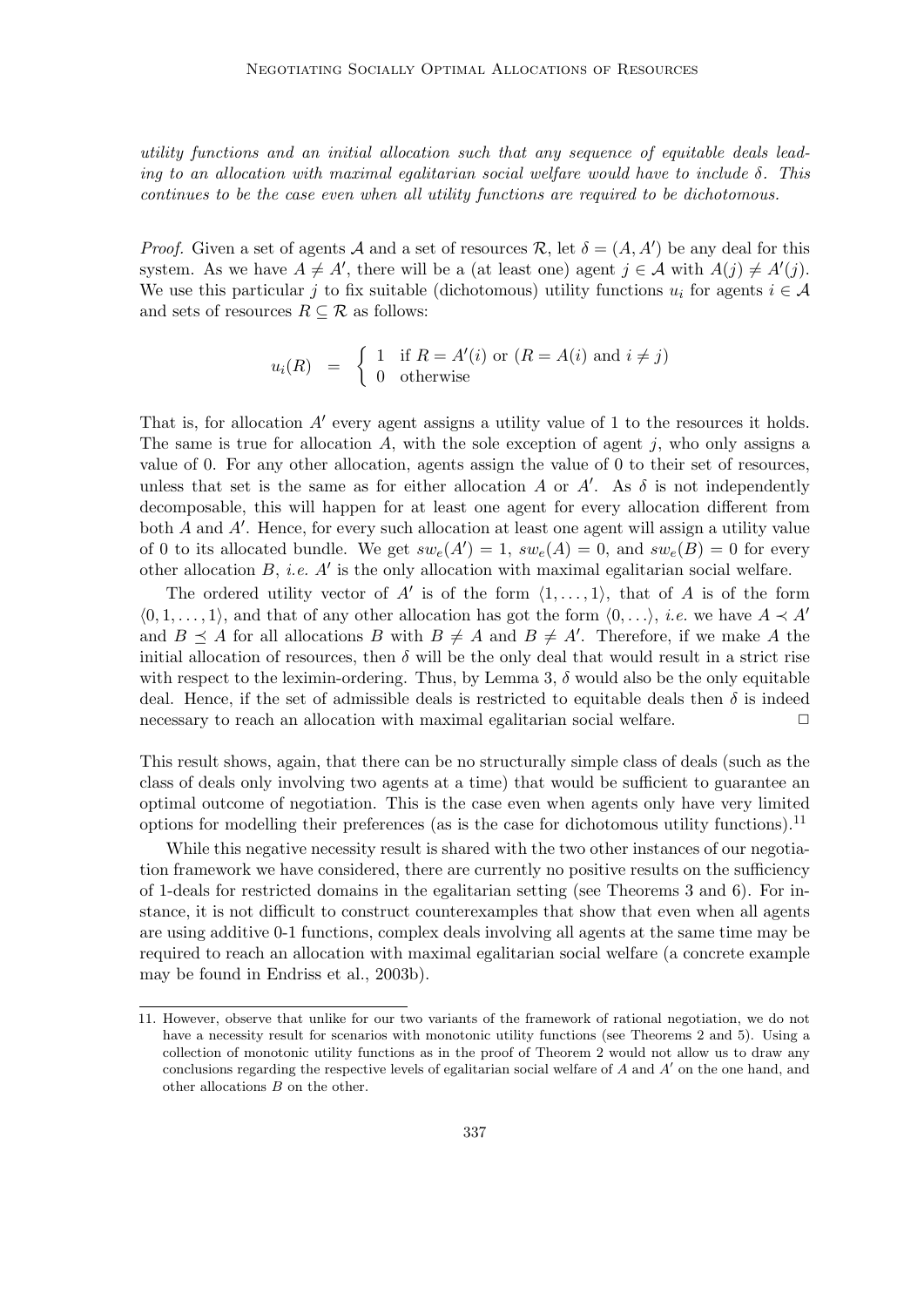*utility functions and an initial allocation such that any sequence of equitable deals leading to an allocation with maximal egalitarian social welfare would have to include $\delta$. This continues to be the case even when all utility functions are required to be dichotomous.*

*Proof.* Given a set of agents $\mathcal{A}$ and a set of resources $\mathcal{R}$, let $\delta = (A, A')$ be any deal for this system. As we have $A \neq A'$, there will be a (at least one) agent $j \in \mathcal{A}$ with $A(j) \neq A'(j)$. We use this particular $j$ to fix suitable (dichotomous) utility functions $u_i$ for agents $i \in \mathcal{A}$ and sets of resources $R \subseteq \mathcal{R}$ as follows:

$$u_i(R) \quad = \quad \begin{cases} 1 & \text{if } R = A'(i) \text{ or } (R = A(i) \text{ and } i \neq j) \\ 0 & \text{otherwise} \end{cases}$$

That is, for allocation $A'$ every agent assigns a utility value of 1 to the resources it holds. The same is true for allocation $A$, with the sole exception of agent $j$, who only assigns a value of 0. For any other allocation, agents assign the value of 0 to their set of resources, unless that set is the same as for either allocation $A$ or $A'$. As $\delta$ is not independently decomposable, this will happen for at least one agent for every allocation different from both $A$ and $A'$. Hence, for every such allocation at least one agent will assign a utility value of 0 to its allocated bundle. We get $sw_e(A') = 1$, $sw_e(A) = 0$, and $sw_e(B) = 0$ for every other allocation $B$, *i.e.* $A'$ is the only allocation with maximal egalitarian social welfare.

The ordered utility vector of $A'$ is of the form $\langle 1, \ldots, 1 \rangle$, that of $A$ is of the form $\langle 0, 1, \ldots, 1 \rangle$, and that of any other allocation has got the form $\langle 0, \ldots \rangle$, *i.e.* we have $A \prec A'$ and $B \preceq A$ for all allocations $B$ with $B \neq A$ and $B \neq A'$. Therefore, if we make $A$ the initial allocation of resources, then $\delta$ will be the only deal that would result in a strict rise with respect to the leximin-ordering. Thus, by Lemma 3, $\delta$ would also be the only equitable deal. Hence, if the set of admissible deals is restricted to equitable deals then $\delta$ is indeed necessary to reach an allocation with maximal egalitarian social welfare. □

This result shows, again, that there can be no structurally simple class of deals (such as the class of deals only involving two agents at a time) that would be sufficient to guarantee an optimal outcome of negotiation. This is the case even when agents only have very limited options for modelling their preferences (as is the case for dichotomous utility functions).[11]

While this negative necessity result is shared with the two other instances of our negotiation framework we have considered, there are currently no positive results on the sufficiency of 1-deals for restricted domains in the egalitarian setting (see Theorems 3 and 6). For instance, it is not difficult to construct counterexamples that show that even when all agents are using additive 0-1 functions, complex deals involving all agents at the same time may be required to reach an allocation with maximal egalitarian social welfare (a concrete example may be found in Endriss et al., 2003b).

---

11. However, observe that unlike for our two variants of the framework of rational negotiation, we do not have a necessity result for scenarios with monotonic utility functions (see Theorems 2 and 5). Using a collection of monotonic utility functions as in the proof of Theorem 2 would not allow us to draw any conclusions regarding the respective levels of egalitarian social welfare of $A$ and $A'$ on the one hand, and other allocations $B$ on the other.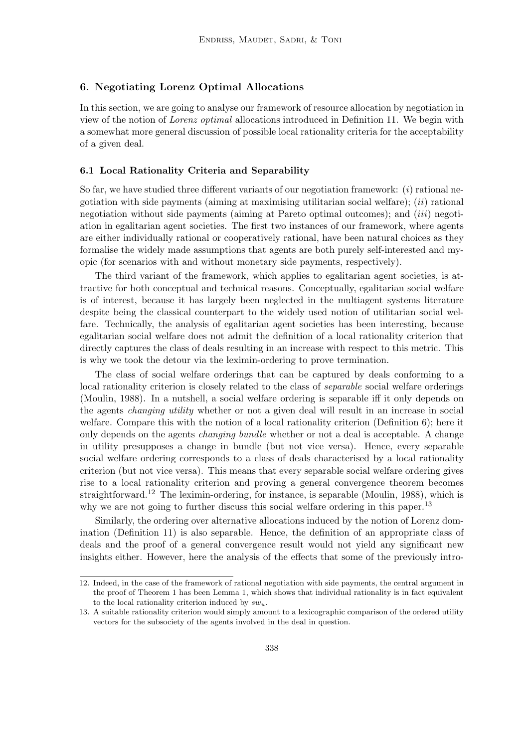## 6. Negotiating Lorenz Optimal Allocations

In this section, we are going to analyse our framework of resource allocation by negotiation in view of the notion of *Lorenz optimal* allocations introduced in Definition 11. We begin with a somewhat more general discussion of possible local rationality criteria for the acceptability of a given deal.

### 6.1 Local Rationality Criteria and Separability

So far, we have studied three different variants of our negotiation framework: (*i*) rational negotiation with side payments (aiming at maximising utilitarian social welfare); (*ii*) rational negotiation without side payments (aiming at Pareto optimal outcomes); and (*iii*) negotiation in egalitarian agent societies. The first two instances of our framework, where agents are either individually rational or cooperatively rational, have been natural choices as they formalise the widely made assumptions that agents are both purely self-interested and myopic (for scenarios with and without monetary side payments, respectively).

The third variant of the framework, which applies to egalitarian agent societies, is attractive for both conceptual and technical reasons. Conceptually, egalitarian social welfare is of interest, because it has largely been neglected in the multiagent systems literature despite being the classical counterpart to the widely used notion of utilitarian social welfare. Technically, the analysis of egalitarian agent societies has been interesting, because egalitarian social welfare does not admit the definition of a local rationality criterion that directly captures the class of deals resulting in an increase with respect to this metric. This is why we took the detour via the leximin-ordering to prove termination.

The class of social welfare orderings that can be captured by deals conforming to a local rationality criterion is closely related to the class of *separable* social welfare orderings (Moulin, 1988). In a nutshell, a social welfare ordering is separable iff it only depends on the agents *changing utility* whether or not a given deal will result in an increase in social welfare. Compare this with the notion of a local rationality criterion (Definition 6); here it only depends on the agents *changing bundle* whether or not a deal is acceptable. A change in utility presupposes a change in bundle (but not vice versa). Hence, every separable social welfare ordering corresponds to a class of deals characterised by a local rationality criterion (but not vice versa). This means that every separable social welfare ordering gives rise to a local rationality criterion and proving a general convergence theorem becomes straightforward.[12] The leximin-ordering, for instance, is separable (Moulin, 1988), which is why we are not going to further discuss this social welfare ordering in this paper.[13]

Similarly, the ordering over alternative allocations induced by the notion of Lorenz domination (Definition 11) is also separable. Hence, the definition of an appropriate class of deals and the proof of a general convergence result would not yield any significant new insights either. However, here the analysis of the effects that some of the previously intro-

12. Indeed, in the case of the framework of rational negotiation with side payments, the central argument in the proof of Theorem 1 has been Lemma 1, which shows that individual rationality is in fact equivalent to the local rationality criterion induced by $sw_u$.

13. A suitable rationality criterion would simply amount to a lexicographic comparison of the ordered utility vectors for the subsociety of the agents involved in the deal in question.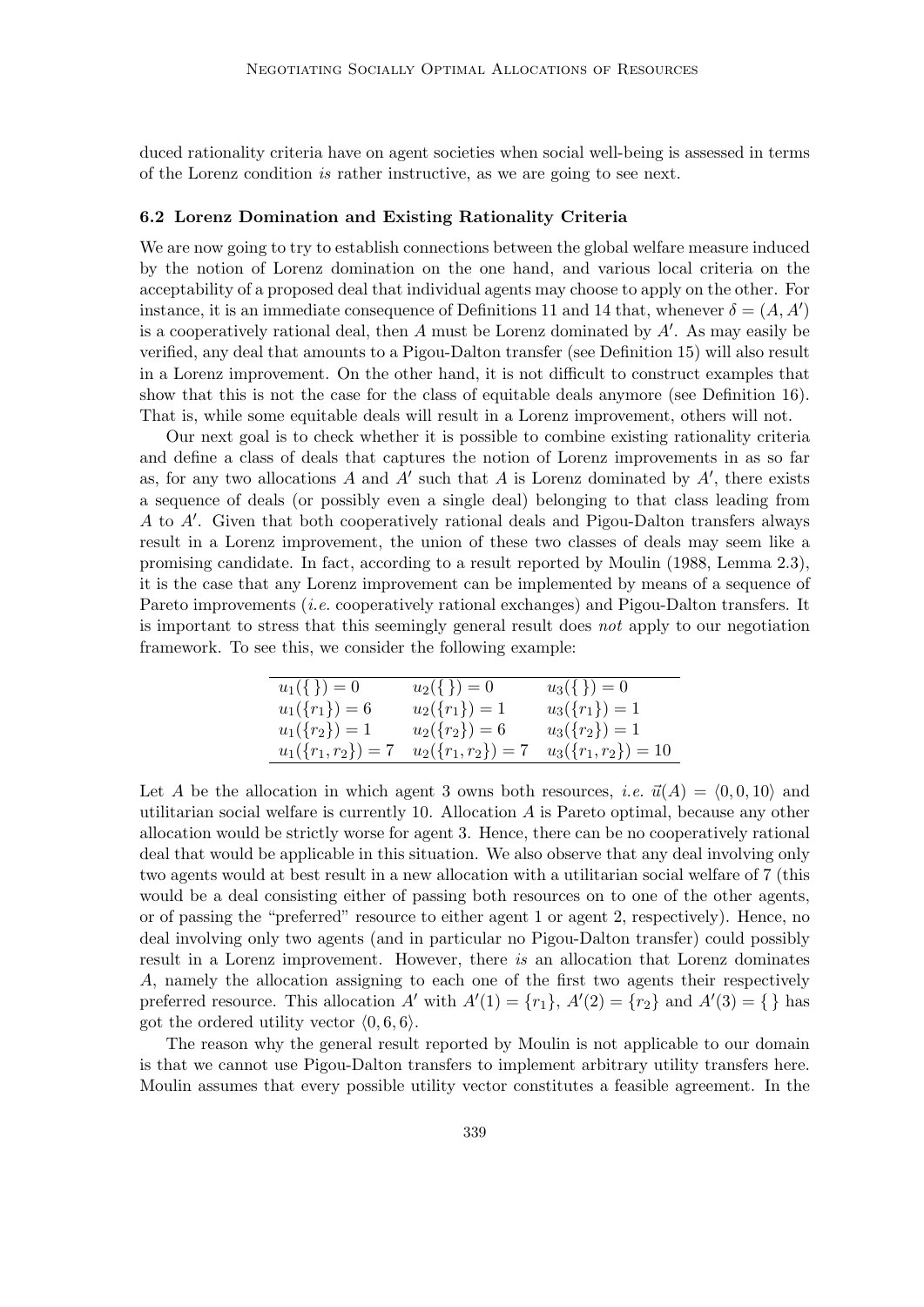duced rationality criteria have on agent societies when social well-being is assessed in terms of the Lorenz condition *is* rather instructive, as we are going to see next.

### 6.2 Lorenz Domination and Existing Rationality Criteria

We are now going to try to establish connections between the global welfare measure induced by the notion of Lorenz domination on the one hand, and various local criteria on the acceptability of a proposed deal that individual agents may choose to apply on the other. For instance, it is an immediate consequence of Definitions 11 and 14 that, whenever $\delta = (A, A')$ is a cooperatively rational deal, then $A$ must be Lorenz dominated by $A'$. As may easily be verified, any deal that amounts to a Pigou-Dalton transfer (see Definition 15) will also result in a Lorenz improvement. On the other hand, it is not difficult to construct examples that show that this is not the case for the class of equitable deals anymore (see Definition 16). That is, while some equitable deals will result in a Lorenz improvement, others will not.

Our next goal is to check whether it is possible to combine existing rationality criteria and define a class of deals that captures the notion of Lorenz improvements in as so far as, for any two allocations $A$ and $A'$ such that $A$ is Lorenz dominated by $A'$, there exists a sequence of deals (or possibly even a single deal) belonging to that class leading from $A$ to $A'$. Given that both cooperatively rational deals and Pigou-Dalton transfers always result in a Lorenz improvement, the union of these two classes of deals may seem like a promising candidate. In fact, according to a result reported by Moulin (1988, Lemma 2.3), it is the case that any Lorenz improvement can be implemented by means of a sequence of Pareto improvements (*i.e.* cooperatively rational exchanges) and Pigou-Dalton transfers. It is important to stress that this seemingly general result does *not* apply to our negotiation framework. To see this, we consider the following example:

| | | |
|---|---|---|
| $u_1(\{\,\}) = 0$ | $u_2(\{\,\}) = 0$ | $u_3(\{\,\}) = 0$ |
| $u_1(\{r_1\}) = 6$ | $u_2(\{r_1\}) = 1$ | $u_3(\{r_1\}) = 1$ |
| $u_1(\{r_2\}) = 1$ | $u_2(\{r_2\}) = 6$ | $u_3(\{r_2\}) = 1$ |
| $u_1(\{r_1, r_2\}) = 7$ | $u_2(\{r_1, r_2\}) = 7$ | $u_3(\{r_1, r_2\}) = 10$ |

Let $A$ be the allocation in which agent 3 owns both resources, *i.e.* $\vec{u}(A) = \langle 0, 0, 10 \rangle$ and utilitarian social welfare is currently 10. Allocation $A$ is Pareto optimal, because any other allocation would be strictly worse for agent 3. Hence, there can be no cooperatively rational deal that would be applicable in this situation. We also observe that any deal involving only two agents would at best result in a new allocation with a utilitarian social welfare of 7 (this would be a deal consisting either of passing both resources on to one of the other agents, or of passing the "preferred" resource to either agent 1 or agent 2, respectively). Hence, no deal involving only two agents (and in particular no Pigou-Dalton transfer) could possibly result in a Lorenz improvement. However, there *is* an allocation that Lorenz dominates $A$, namely the allocation assigning to each one of the first two agents their respectively preferred resource. This allocation $A'$ with $A'(1) = \{r_1\}$, $A'(2) = \{r_2\}$ and $A'(3) = \{\,\}$ has got the ordered utility vector $\langle 0, 6, 6 \rangle$.

The reason why the general result reported by Moulin is not applicable to our domain is that we cannot use Pigou-Dalton transfers to implement arbitrary utility transfers here. Moulin assumes that every possible utility vector constitutes a feasible agreement. In the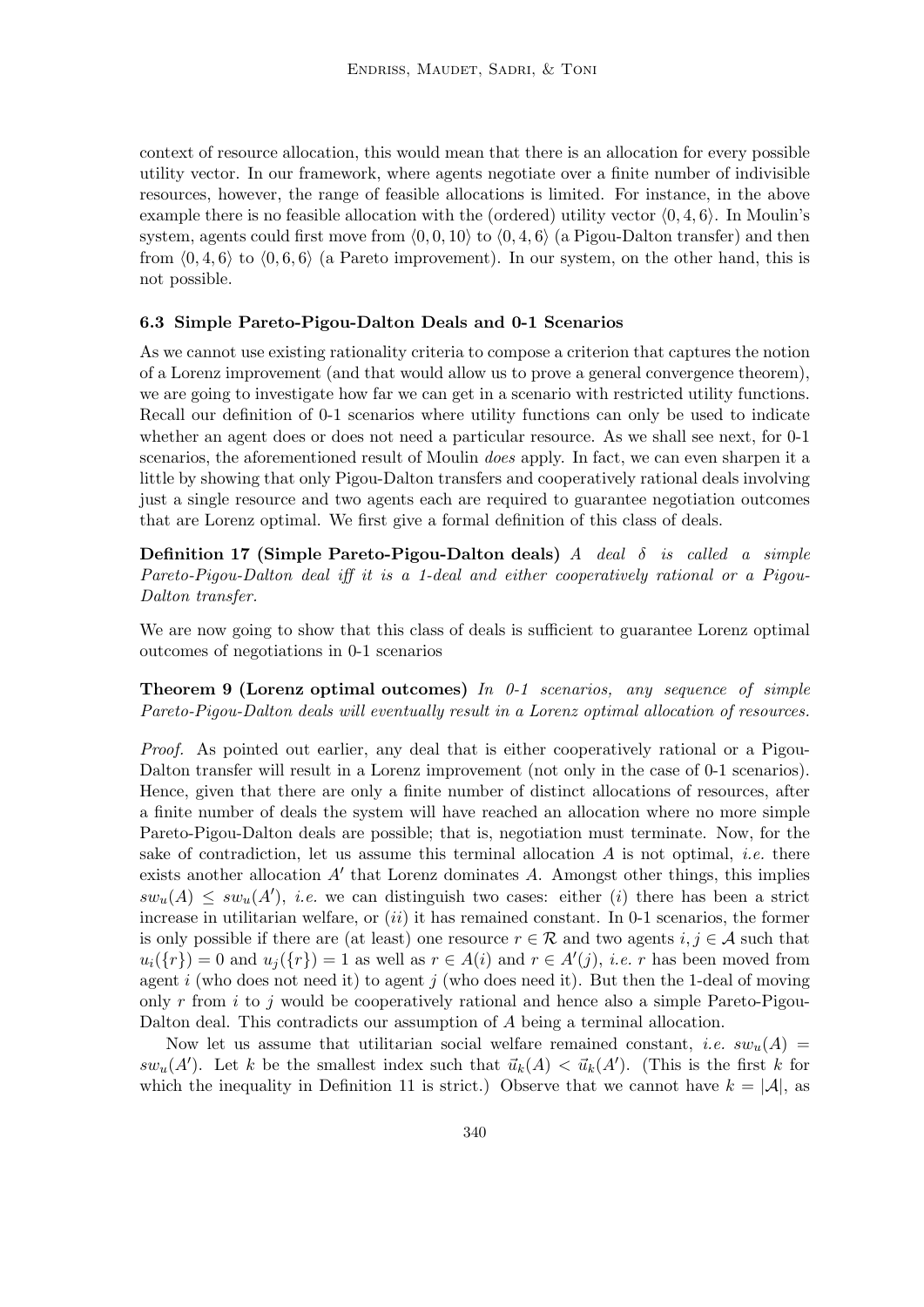context of resource allocation, this would mean that there is an allocation for every possible utility vector. In our framework, where agents negotiate over a finite number of indivisible resources, however, the range of feasible allocations is limited. For instance, in the above example there is no feasible allocation with the (ordered) utility vector $\langle 0, 4, 6 \rangle$. In Moulin's system, agents could first move from $\langle 0, 0, 10 \rangle$ to $\langle 0, 4, 6 \rangle$ (a Pigou-Dalton transfer) and then from $\langle 0, 4, 6 \rangle$ to $\langle 0, 6, 6 \rangle$ (a Pareto improvement). In our system, on the other hand, this is not possible.

### 6.3 Simple Pareto-Pigou-Dalton Deals and 0-1 Scenarios

As we cannot use existing rationality criteria to compose a criterion that captures the notion of a Lorenz improvement (and that would allow us to prove a general convergence theorem), we are going to investigate how far we can get in a scenario with restricted utility functions. Recall our definition of 0-1 scenarios where utility functions can only be used to indicate whether an agent does or does not need a particular resource. As we shall see next, for 0-1 scenarios, the aforementioned result of Moulin *does* apply. In fact, we can even sharpen it a little by showing that only Pigou-Dalton transfers and cooperatively rational deals involving just a single resource and two agents each are required to guarantee negotiation outcomes that are Lorenz optimal. We first give a formal definition of this class of deals.

**Definition 17 (Simple Pareto-Pigou-Dalton deals)** *A deal $\delta$ is called a simple Pareto-Pigou-Dalton deal iff it is a 1-deal and either cooperatively rational or a Pigou-Dalton transfer.*

We are now going to show that this class of deals is sufficient to guarantee Lorenz optimal outcomes of negotiations in 0-1 scenarios

**Theorem 9 (Lorenz optimal outcomes)** *In 0-1 scenarios, any sequence of simple Pareto-Pigou-Dalton deals will eventually result in a Lorenz optimal allocation of resources.*

*Proof.* As pointed out earlier, any deal that is either cooperatively rational or a Pigou-Dalton transfer will result in a Lorenz improvement (not only in the case of 0-1 scenarios). Hence, given that there are only a finite number of distinct allocations of resources, after a finite number of deals the system will have reached an allocation where no more simple Pareto-Pigou-Dalton deals are possible; that is, negotiation must terminate. Now, for the sake of contradiction, let us assume this terminal allocation $A$ is not optimal, *i.e.* there exists another allocation $A'$ that Lorenz dominates $A$. Amongst other things, this implies $sw_u(A) \leq sw_u(A')$, *i.e.* we can distinguish two cases: either $(i)$ there has been a strict increase in utilitarian welfare, or $(ii)$ it has remained constant. In 0-1 scenarios, the former is only possible if there are (at least) one resource $r \in \mathcal{R}$ and two agents $i, j \in \mathcal{A}$ such that $u_i(\{r\}) = 0$ and $u_j(\{r\}) = 1$ as well as $r \in A(i)$ and $r \in A'(j)$, *i.e.* $r$ has been moved from agent $i$ (who does not need it) to agent $j$ (who does need it). But then the 1-deal of moving only $r$ from $i$ to $j$ would be cooperatively rational and hence also a simple Pareto-Pigou-Dalton deal. This contradicts our assumption of $A$ being a terminal allocation.

Now let us assume that utilitarian social welfare remained constant, *i.e.* $sw_u(A) = sw_u(A')$. Let $k$ be the smallest index such that $\vec{u}_k(A) < \vec{u}_k(A')$. (This is the first $k$ for which the inequality in Definition 11 is strict.) Observe that we cannot have $k = |\mathcal{A}|$, as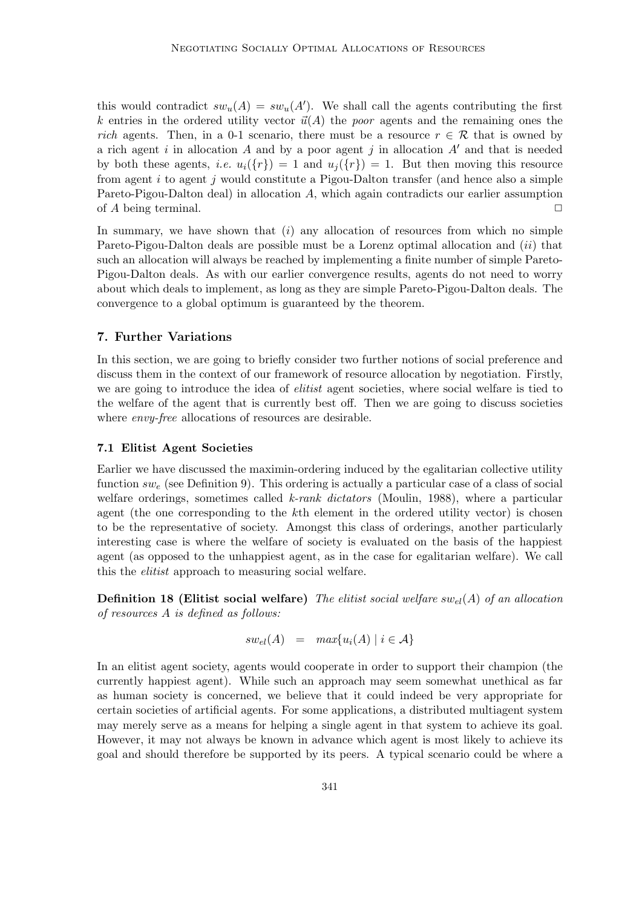this would contradict $sw_u(A) = sw_u(A')$. We shall call the agents contributing the first $k$ entries in the ordered utility vector $\vec{u}(A)$ the *poor* agents and the remaining ones the *rich* agents. Then, in a 0-1 scenario, there must be a resource $r \in \mathcal{R}$ that is owned by a rich agent $i$ in allocation $A$ and by a poor agent $j$ in allocation $A'$ and that is needed by both these agents, *i.e.* $u_i(\{r\}) = 1$ and $u_j(\{r\}) = 1$. But then moving this resource from agent $i$ to agent $j$ would constitute a Pigou-Dalton transfer (and hence also a simple Pareto-Pigou-Dalton deal) in allocation $A$, which again contradicts our earlier assumption of $A$ being terminal. □

In summary, we have shown that (*i*) any allocation of resources from which no simple Pareto-Pigou-Dalton deals are possible must be a Lorenz optimal allocation and (*ii*) that such an allocation will always be reached by implementing a finite number of simple Pareto-Pigou-Dalton deals. As with our earlier convergence results, agents do not need to worry about which deals to implement, as long as they are simple Pareto-Pigou-Dalton deals. The convergence to a global optimum is guaranteed by the theorem.

## 7. Further Variations

In this section, we are going to briefly consider two further notions of social preference and discuss them in the context of our framework of resource allocation by negotiation. Firstly, we are going to introduce the idea of *elitist* agent societies, where social welfare is tied to the welfare of the agent that is currently best off. Then we are going to discuss societies where *envy-free* allocations of resources are desirable.

### 7.1 Elitist Agent Societies

Earlier we have discussed the maximin-ordering induced by the egalitarian collective utility function $sw_e$ (see Definition 9). This ordering is actually a particular case of a class of social welfare orderings, sometimes called *k-rank dictators* (Moulin, 1988), where a particular agent (the one corresponding to the $k$th element in the ordered utility vector) is chosen to be the representative of society. Amongst this class of orderings, another particularly interesting case is where the welfare of society is evaluated on the basis of the happiest agent (as opposed to the unhappiest agent, as in the case for egalitarian welfare). We call this the *elitist* approach to measuring social welfare.

**Definition 18 (Elitist social welfare)** *The elitist social welfare $sw_{el}(A)$ of an allocation of resources $A$ is defined as follows:*

$$sw_{el}(A) \quad = \quad max\{u_i(A) \mid i \in \mathcal{A}\}$$

In an elitist agent society, agents would cooperate in order to support their champion (the currently happiest agent). While such an approach may seem somewhat unethical as far as human society is concerned, we believe that it could indeed be very appropriate for certain societies of artificial agents. For some applications, a distributed multiagent system may merely serve as a means for helping a single agent in that system to achieve its goal. However, it may not always be known in advance which agent is most likely to achieve its goal and should therefore be supported by its peers. A typical scenario could be where a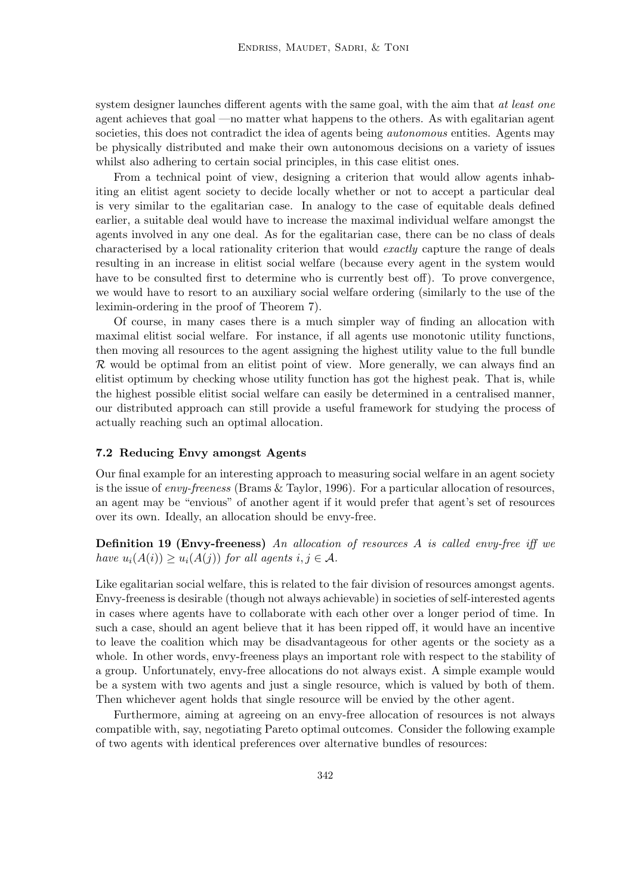system designer launches different agents with the same goal, with the aim that *at least one* agent achieves that goal —no matter what happens to the others. As with egalitarian agent societies, this does not contradict the idea of agents being *autonomous* entities. Agents may be physically distributed and make their own autonomous decisions on a variety of issues whilst also adhering to certain social principles, in this case elitist ones.

From a technical point of view, designing a criterion that would allow agents inhabiting an elitist agent society to decide locally whether or not to accept a particular deal is very similar to the egalitarian case. In analogy to the case of equitable deals defined earlier, a suitable deal would have to increase the maximal individual welfare amongst the agents involved in any one deal. As for the egalitarian case, there can be no class of deals characterised by a local rationality criterion that would *exactly* capture the range of deals resulting in an increase in elitist social welfare (because every agent in the system would have to be consulted first to determine who is currently best off). To prove convergence, we would have to resort to an auxiliary social welfare ordering (similarly to the use of the leximin-ordering in the proof of Theorem 7).

Of course, in many cases there is a much simpler way of finding an allocation with maximal elitist social welfare. For instance, if all agents use monotonic utility functions, then moving all resources to the agent assigning the highest utility value to the full bundle $\mathcal{R}$ would be optimal from an elitist point of view. More generally, we can always find an elitist optimum by checking whose utility function has got the highest peak. That is, while the highest possible elitist social welfare can easily be determined in a centralised manner, our distributed approach can still provide a useful framework for studying the process of actually reaching such an optimal allocation.

### 7.2 Reducing Envy amongst Agents

Our final example for an interesting approach to measuring social welfare in an agent society is the issue of *envy-freeness* (Brams & Taylor, 1996). For a particular allocation of resources, an agent may be "envious" of another agent if it would prefer that agent's set of resources over its own. Ideally, an allocation should be envy-free.

**Definition 19 (Envy-freeness)** *An allocation of resources $A$ is called envy-free iff we have $u_i(A(i)) \geq u_i(A(j))$ for all agents $i, j \in \mathcal{A}$.*

Like egalitarian social welfare, this is related to the fair division of resources amongst agents. Envy-freeness is desirable (though not always achievable) in societies of self-interested agents in cases where agents have to collaborate with each other over a longer period of time. In such a case, should an agent believe that it has been ripped off, it would have an incentive to leave the coalition which may be disadvantageous for other agents or the society as a whole. In other words, envy-freeness plays an important role with respect to the stability of a group. Unfortunately, envy-free allocations do not always exist. A simple example would be a system with two agents and just a single resource, which is valued by both of them. Then whichever agent holds that single resource will be envied by the other agent.

Furthermore, aiming at agreeing on an envy-free allocation of resources is not always compatible with, say, negotiating Pareto optimal outcomes. Consider the following example of two agents with identical preferences over alternative bundles of resources: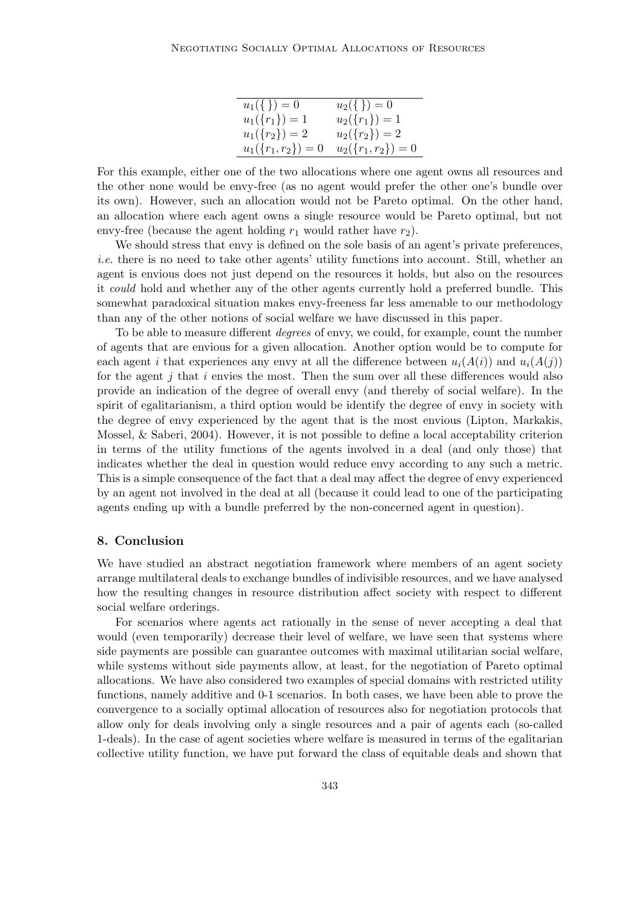| $u_1(\{\ \}) = 0$ | $u_2(\{\ \}) = 0$ |
| --- | --- |
| $u_1(\{r_1\}) = 1$ | $u_2(\{r_1\}) = 1$ |
| $u_1(\{r_2\}) = 2$ | $u_2(\{r_2\}) = 2$ |
| $u_1(\{r_1, r_2\}) = 0$ | $u_2(\{r_1, r_2\}) = 0$ |

For this example, either one of the two allocations where one agent owns all resources and the other none would be envy-free (as no agent would prefer the other one's bundle over its own). However, such an allocation would not be Pareto optimal. On the other hand, an allocation where each agent owns a single resource would be Pareto optimal, but not envy-free (because the agent holding $r_1$ would rather have $r_2$).

We should stress that envy is defined on the sole basis of an agent's private preferences, *i.e.* there is no need to take other agents' utility functions into account. Still, whether an agent is envious does not just depend on the resources it holds, but also on the resources it *could* hold and whether any of the other agents currently hold a preferred bundle. This somewhat paradoxical situation makes envy-freeness far less amenable to our methodology than any of the other notions of social welfare we have discussed in this paper.

To be able to measure different *degrees* of envy, we could, for example, count the number of agents that are envious for a given allocation. Another option would be to compute for each agent $i$ that experiences any envy at all the difference between $u_i(A(i))$ and $u_i(A(j))$ for the agent $j$ that $i$ envies the most. Then the sum over all these differences would also provide an indication of the degree of overall envy (and thereby of social welfare). In the spirit of egalitarianism, a third option would be identify the degree of envy in society with the degree of envy experienced by the agent that is the most envious (Lipton, Markakis, Mossel, & Saberi, 2004). However, it is not possible to define a local acceptability criterion in terms of the utility functions of the agents involved in a deal (and only those) that indicates whether the deal in question would reduce envy according to any such a metric. This is a simple consequence of the fact that a deal may affect the degree of envy experienced by an agent not involved in the deal at all (because it could lead to one of the participating agents ending up with a bundle preferred by the non-concerned agent in question).

## 8. Conclusion

We have studied an abstract negotiation framework where members of an agent society arrange multilateral deals to exchange bundles of indivisible resources, and we have analysed how the resulting changes in resource distribution affect society with respect to different social welfare orderings.

For scenarios where agents act rationally in the sense of never accepting a deal that would (even temporarily) decrease their level of welfare, we have seen that systems where side payments are possible can guarantee outcomes with maximal utilitarian social welfare, while systems without side payments allow, at least, for the negotiation of Pareto optimal allocations. We have also considered two examples of special domains with restricted utility functions, namely additive and 0-1 scenarios. In both cases, we have been able to prove the convergence to a socially optimal allocation of resources also for negotiation protocols that allow only for deals involving only a single resources and a pair of agents each (so-called 1-deals). In the case of agent societies where welfare is measured in terms of the egalitarian collective utility function, we have put forward the class of equitable deals and shown that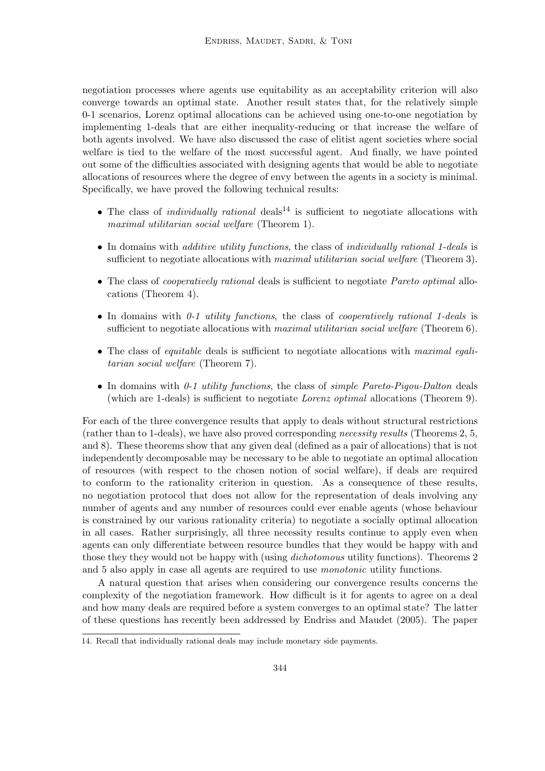negotiation processes where agents use equitability as an acceptability criterion will also converge towards an optimal state. Another result states that, for the relatively simple 0-1 scenarios, Lorenz optimal allocations can be achieved using one-to-one negotiation by implementing 1-deals that are either inequality-reducing or that increase the welfare of both agents involved. We have also discussed the case of elitist agent societies where social welfare is tied to the welfare of the most successful agent. And finally, we have pointed out some of the difficulties associated with designing agents that would be able to negotiate allocations of resources where the degree of envy between the agents in a society is minimal. Specifically, we have proved the following technical results:

- The class of *individually rational* deals[14] is sufficient to negotiate allocations with *maximal utilitarian social welfare* (Theorem 1).
- In domains with *additive utility functions*, the class of *individually rational 1-deals* is sufficient to negotiate allocations with *maximal utilitarian social welfare* (Theorem 3).
- The class of *cooperatively rational* deals is sufficient to negotiate *Pareto optimal* allocations (Theorem 4).
- In domains with *0-1 utility functions*, the class of *cooperatively rational 1-deals* is sufficient to negotiate allocations with *maximal utilitarian social welfare* (Theorem 6).
- The class of *equitable* deals is sufficient to negotiate allocations with *maximal egalitarian social welfare* (Theorem 7).
- In domains with *0-1 utility functions*, the class of *simple Pareto-Pigou-Dalton* deals (which are 1-deals) is sufficient to negotiate *Lorenz optimal* allocations (Theorem 9).

For each of the three convergence results that apply to deals without structural restrictions (rather than to 1-deals), we have also proved corresponding *necessity results* (Theorems 2, 5, and 8). These theorems show that any given deal (defined as a pair of allocations) that is not independently decomposable may be necessary to be able to negotiate an optimal allocation of resources (with respect to the chosen notion of social welfare), if deals are required to conform to the rationality criterion in question. As a consequence of these results, no negotiation protocol that does not allow for the representation of deals involving any number of agents and any number of resources could ever enable agents (whose behaviour is constrained by our various rationality criteria) to negotiate a socially optimal allocation in all cases. Rather surprisingly, all three necessity results continue to apply even when agents can only differentiate between resource bundles that they would be happy with and those they they would not be happy with (using *dichotomous* utility functions). Theorems 2 and 5 also apply in case all agents are required to use *monotonic* utility functions.

A natural question that arises when considering our convergence results concerns the complexity of the negotiation framework. How difficult is it for agents to agree on a deal and how many deals are required before a system converges to an optimal state? The latter of these questions has recently been addressed by Endriss and Maudet (2005). The paper

---

14. Recall that individually rational deals may include monetary side payments.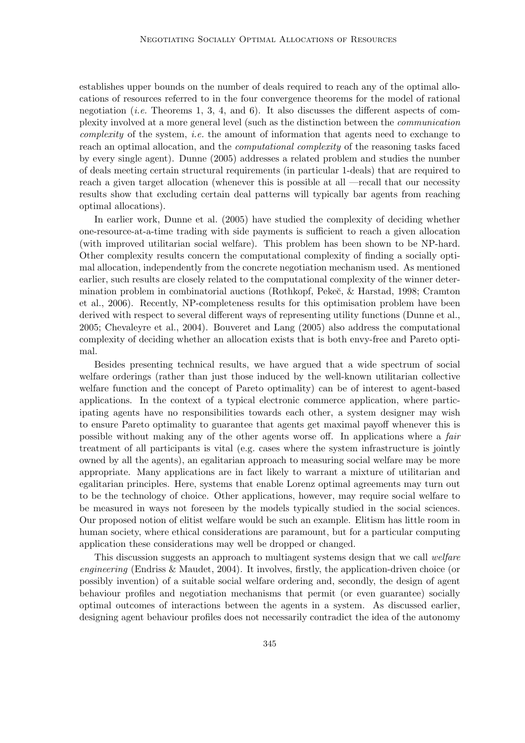establishes upper bounds on the number of deals required to reach any of the optimal allocations of resources referred to in the four convergence theorems for the model of rational negotiation (*i.e.* Theorems 1, 3, 4, and 6). It also discusses the different aspects of complexity involved at a more general level (such as the distinction between the *communication complexity* of the system, *i.e.* the amount of information that agents need to exchange to reach an optimal allocation, and the *computational complexity* of the reasoning tasks faced by every single agent). Dunne (2005) addresses a related problem and studies the number of deals meeting certain structural requirements (in particular 1-deals) that are required to reach a given target allocation (whenever this is possible at all —recall that our necessity results show that excluding certain deal patterns will typically bar agents from reaching optimal allocations).

In earlier work, Dunne et al. (2005) have studied the complexity of deciding whether one-resource-at-a-time trading with side payments is sufficient to reach a given allocation (with improved utilitarian social welfare). This problem has been shown to be NP-hard. Other complexity results concern the computational complexity of finding a socially optimal allocation, independently from the concrete negotiation mechanism used. As mentioned earlier, such results are closely related to the computational complexity of the winner determination problem in combinatorial auctions (Rothkopf, Pekeč, & Harstad, 1998; Cramton et al., 2006). Recently, NP-completeness results for this optimisation problem have been derived with respect to several different ways of representing utility functions (Dunne et al., 2005; Chevaleyre et al., 2004). Bouveret and Lang (2005) also address the computational complexity of deciding whether an allocation exists that is both envy-free and Pareto optimal.

Besides presenting technical results, we have argued that a wide spectrum of social welfare orderings (rather than just those induced by the well-known utilitarian collective welfare function and the concept of Pareto optimality) can be of interest to agent-based applications. In the context of a typical electronic commerce application, where participating agents have no responsibilities towards each other, a system designer may wish to ensure Pareto optimality to guarantee that agents get maximal payoff whenever this is possible without making any of the other agents worse off. In applications where a *fair* treatment of all participants is vital (e.g. cases where the system infrastructure is jointly owned by all the agents), an egalitarian approach to measuring social welfare may be more appropriate. Many applications are in fact likely to warrant a mixture of utilitarian and egalitarian principles. Here, systems that enable Lorenz optimal agreements may turn out to be the technology of choice. Other applications, however, may require social welfare to be measured in ways not foreseen by the models typically studied in the social sciences. Our proposed notion of elitist welfare would be such an example. Elitism has little room in human society, where ethical considerations are paramount, but for a particular computing application these considerations may well be dropped or changed.

This discussion suggests an approach to multiagent systems design that we call *welfare engineering* (Endriss & Maudet, 2004). It involves, firstly, the application-driven choice (or possibly invention) of a suitable social welfare ordering and, secondly, the design of agent behaviour profiles and negotiation mechanisms that permit (or even guarantee) socially optimal outcomes of interactions between the agents in a system. As discussed earlier, designing agent behaviour profiles does not necessarily contradict the idea of the autonomy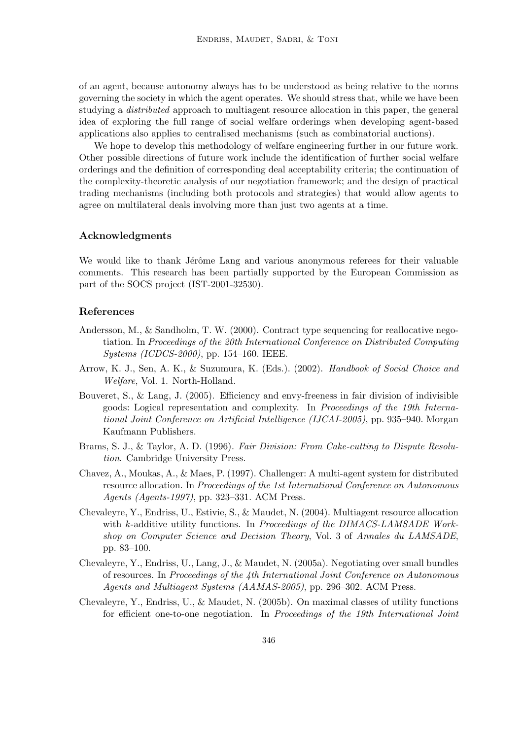of an agent, because autonomy always has to be understood as being relative to the norms governing the society in which the agent operates. We should stress that, while we have been studying a *distributed* approach to multiagent resource allocation in this paper, the general idea of exploring the full range of social welfare orderings when developing agent-based applications also applies to centralised mechanisms (such as combinatorial auctions).

We hope to develop this methodology of welfare engineering further in our future work. Other possible directions of future work include the identification of further social welfare orderings and the definition of corresponding deal acceptability criteria; the continuation of the complexity-theoretic analysis of our negotiation framework; and the design of practical trading mechanisms (including both protocols and strategies) that would allow agents to agree on multilateral deals involving more than just two agents at a time.

## Acknowledgments

We would like to thank Jérôme Lang and various anonymous referees for their valuable comments. This research has been partially supported by the European Commission as part of the SOCS project (IST-2001-32530).

## References

Andersson, M., & Sandholm, T. W. (2000). Contract type sequencing for reallocative negotiation. In *Proceedings of the 20th International Conference on Distributed Computing Systems (ICDCS-2000)*, pp. 154–160. IEEE.

Arrow, K. J., Sen, A. K., & Suzumura, K. (Eds.). (2002). *Handbook of Social Choice and Welfare*, Vol. 1. North-Holland.

Bouveret, S., & Lang, J. (2005). Efficiency and envy-freeness in fair division of indivisible goods: Logical representation and complexity. In *Proceedings of the 19th International Joint Conference on Artificial Intelligence (IJCAI-2005)*, pp. 935–940. Morgan Kaufmann Publishers.

Brams, S. J., & Taylor, A. D. (1996). *Fair Division: From Cake-cutting to Dispute Resolution*. Cambridge University Press.

Chavez, A., Moukas, A., & Maes, P. (1997). Challenger: A multi-agent system for distributed resource allocation. In *Proceedings of the 1st International Conference on Autonomous Agents (Agents-1997)*, pp. 323–331. ACM Press.

Chevaleyre, Y., Endriss, U., Estivie, S., & Maudet, N. (2004). Multiagent resource allocation with $k$-additive utility functions. In *Proceedings of the DIMACS-LAMSADE Workshop on Computer Science and Decision Theory*, Vol. 3 of *Annales du LAMSADE*, pp. 83–100.

Chevaleyre, Y., Endriss, U., Lang, J., & Maudet, N. (2005a). Negotiating over small bundles of resources. In *Proceedings of the 4th International Joint Conference on Autonomous Agents and Multiagent Systems (AAMAS-2005)*, pp. 296–302. ACM Press.

Chevaleyre, Y., Endriss, U., & Maudet, N. (2005b). On maximal classes of utility functions for efficient one-to-one negotiation. In *Proceedings of the 19th International Joint*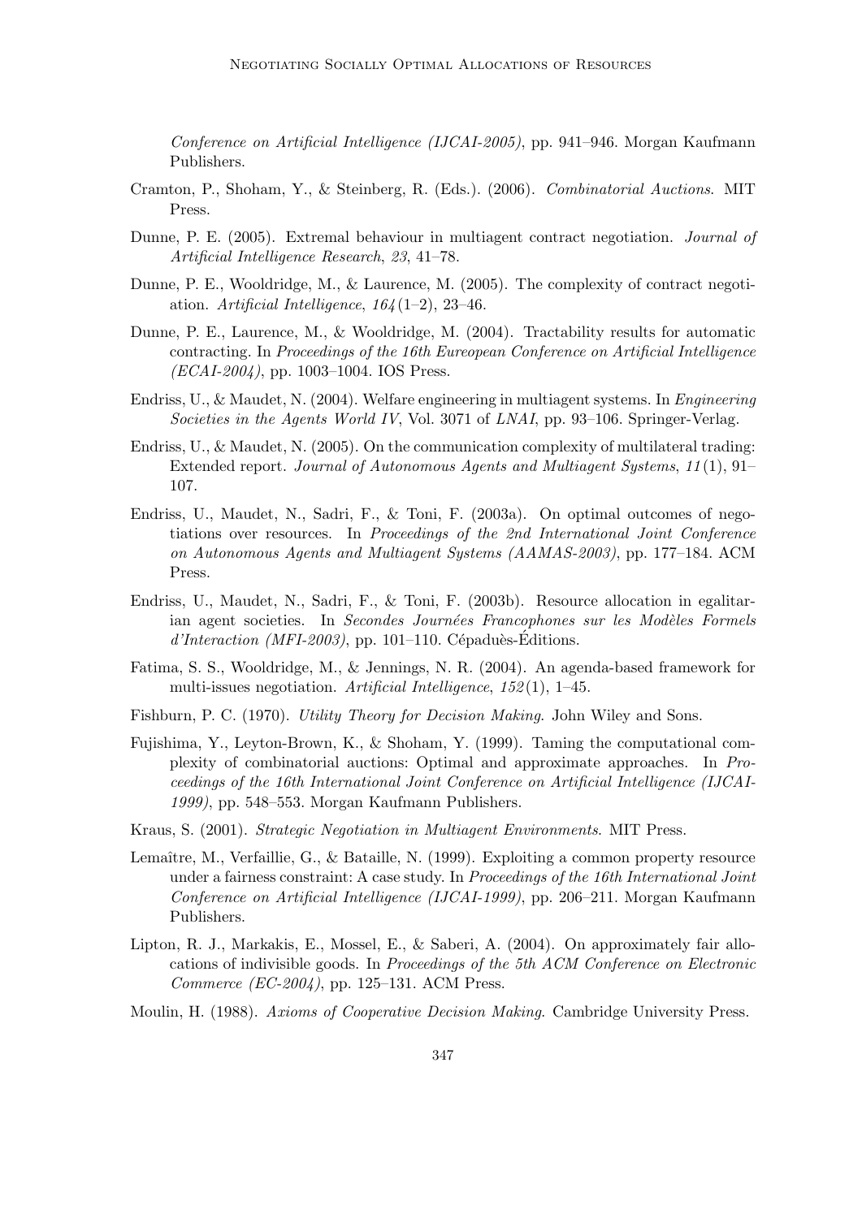*Conference on Artificial Intelligence (IJCAI-2005)*, pp. 941–946. Morgan Kaufmann Publishers.

Cramton, P., Shoham, Y., & Steinberg, R. (Eds.). (2006). *Combinatorial Auctions*. MIT Press.

Dunne, P. E. (2005). Extremal behaviour in multiagent contract negotiation. *Journal of Artificial Intelligence Research*, *23*, 41–78.

Dunne, P. E., Wooldridge, M., & Laurence, M. (2005). The complexity of contract negotiation. *Artificial Intelligence*, *164*(1–2), 23–46.

Dunne, P. E., Laurence, M., & Wooldridge, M. (2004). Tractability results for automatic contracting. In *Proceedings of the 16th Eureopean Conference on Artificial Intelligence (ECAI-2004)*, pp. 1003–1004. IOS Press.

Endriss, U., & Maudet, N. (2004). Welfare engineering in multiagent systems. In *Engineering Societies in the Agents World IV*, Vol. 3071 of *LNAI*, pp. 93–106. Springer-Verlag.

Endriss, U., & Maudet, N. (2005). On the communication complexity of multilateral trading: Extended report. *Journal of Autonomous Agents and Multiagent Systems*, *11*(1), 91–107.

Endriss, U., Maudet, N., Sadri, F., & Toni, F. (2003a). On optimal outcomes of negotiations over resources. In *Proceedings of the 2nd International Joint Conference on Autonomous Agents and Multiagent Systems (AAMAS-2003)*, pp. 177–184. ACM Press.

Endriss, U., Maudet, N., Sadri, F., & Toni, F. (2003b). Resource allocation in egalitarian agent societies. In *Secondes Journées Francophones sur les Modèles Formels d'Interaction (MFI-2003)*, pp. 101–110. Cépaduès-Éditions.

Fatima, S. S., Wooldridge, M., & Jennings, N. R. (2004). An agenda-based framework for multi-issues negotiation. *Artificial Intelligence*, *152*(1), 1–45.

Fishburn, P. C. (1970). *Utility Theory for Decision Making*. John Wiley and Sons.

Fujishima, Y., Leyton-Brown, K., & Shoham, Y. (1999). Taming the computational complexity of combinatorial auctions: Optimal and approximate approaches. In *Proceedings of the 16th International Joint Conference on Artificial Intelligence (IJCAI-1999)*, pp. 548–553. Morgan Kaufmann Publishers.

Kraus, S. (2001). *Strategic Negotiation in Multiagent Environments*. MIT Press.

Lemaître, M., Verfaillie, G., & Bataille, N. (1999). Exploiting a common property resource under a fairness constraint: A case study. In *Proceedings of the 16th International Joint Conference on Artificial Intelligence (IJCAI-1999)*, pp. 206–211. Morgan Kaufmann Publishers.

Lipton, R. J., Markakis, E., Mossel, E., & Saberi, A. (2004). On approximately fair allocations of indivisible goods. In *Proceedings of the 5th ACM Conference on Electronic Commerce (EC-2004)*, pp. 125–131. ACM Press.

Moulin, H. (1988). *Axioms of Cooperative Decision Making*. Cambridge University Press.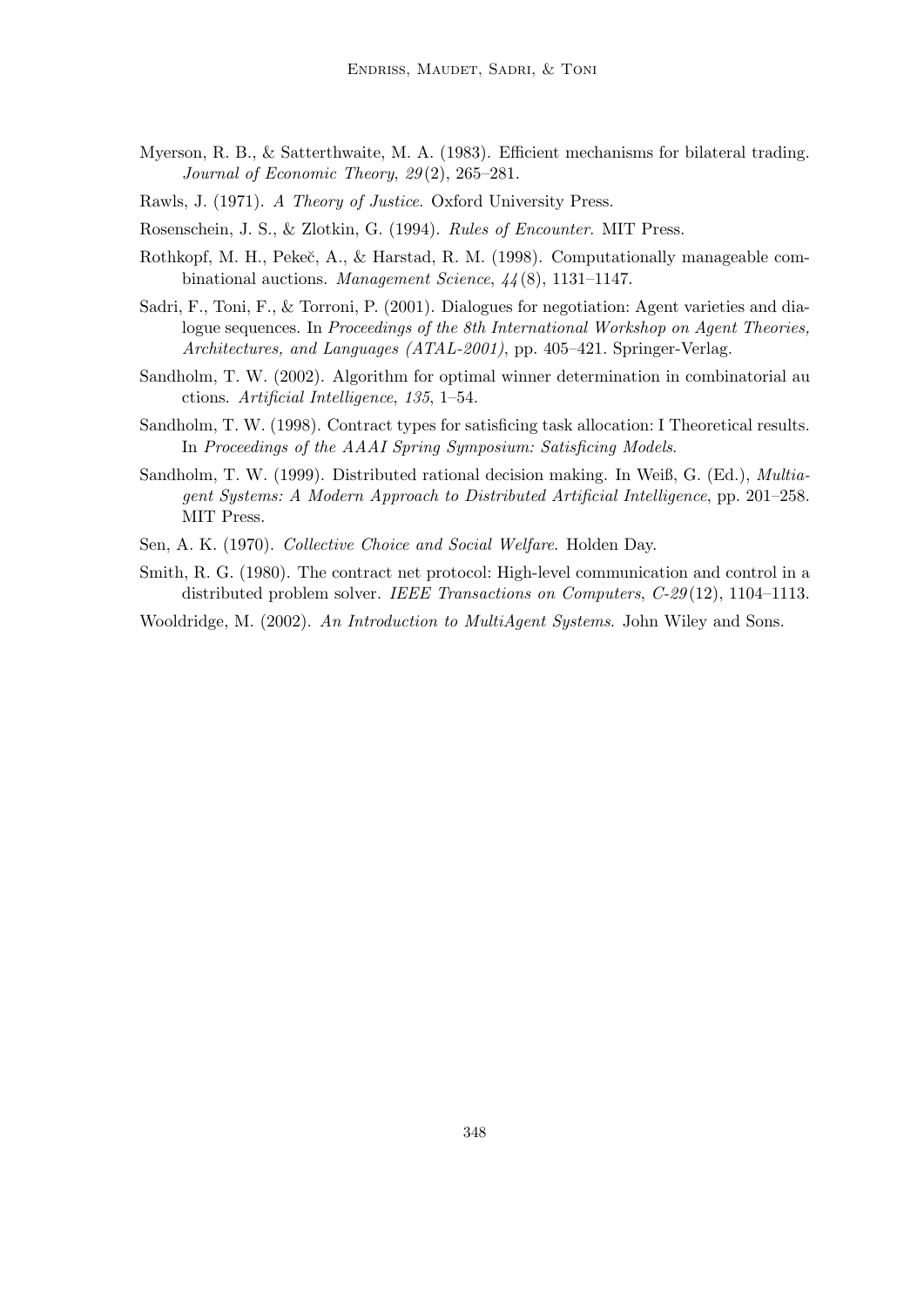Myerson, R. B., & Satterthwaite, M. A. (1983). Efficient mechanisms for bilateral trading. *Journal of Economic Theory*, *29*(2), 265–281.

Rawls, J. (1971). *A Theory of Justice*. Oxford University Press.

Rosenschein, J. S., & Zlotkin, G. (1994). *Rules of Encounter*. MIT Press.

Rothkopf, M. H., Pekeč, A., & Harstad, R. M. (1998). Computationally manageable combinational auctions. *Management Science*, *44*(8), 1131–1147.

Sadri, F., Toni, F., & Torroni, P. (2001). Dialogues for negotiation: Agent varieties and dialogue sequences. In *Proceedings of the 8th International Workshop on Agent Theories, Architectures, and Languages (ATAL-2001)*, pp. 405–421. Springer-Verlag.

Sandholm, T. W. (2002). Algorithm for optimal winner determination in combinatorial au ctions. *Artificial Intelligence*, *135*, 1–54.

Sandholm, T. W. (1998). Contract types for satisficing task allocation: I Theoretical results. In *Proceedings of the AAAI Spring Symposium: Satisficing Models*.

Sandholm, T. W. (1999). Distributed rational decision making. In Weiß, G. (Ed.), *Multiagent Systems: A Modern Approach to Distributed Artificial Intelligence*, pp. 201–258. MIT Press.

Sen, A. K. (1970). *Collective Choice and Social Welfare*. Holden Day.

Smith, R. G. (1980). The contract net protocol: High-level communication and control in a distributed problem solver. *IEEE Transactions on Computers*, *C-29*(12), 1104–1113.

Wooldridge, M. (2002). *An Introduction to MultiAgent Systems*. John Wiley and Sons.